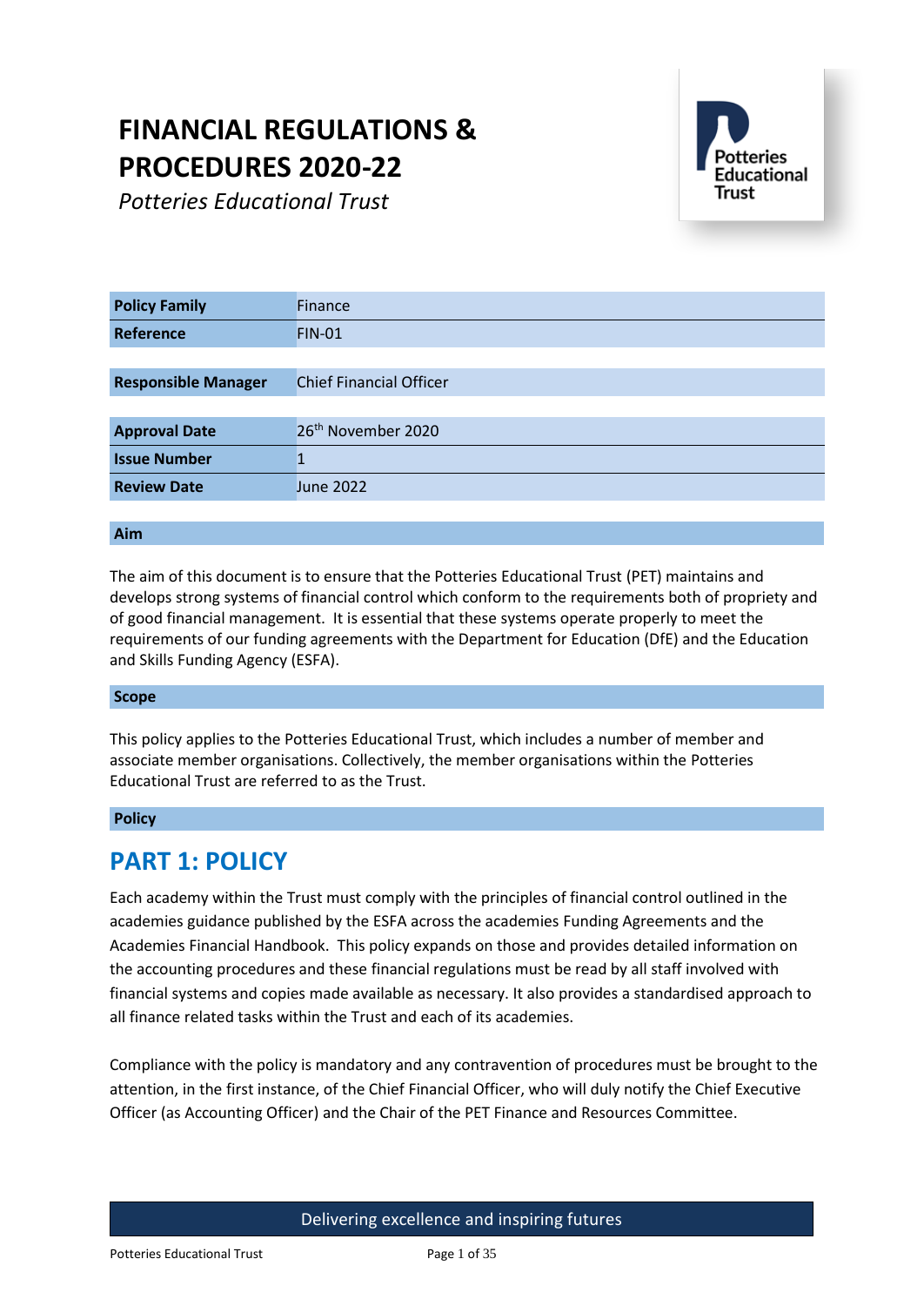# FINANCIAL REGULATIONS & PROCEDURES 2020-22

*Potteries Educational Trust*

| | |
|---|---|
| **Policy Family** | Finance |
| **Reference** | FIN-01 |
| **Responsible Manager** | Chief Financial Officer |
| **Approval Date** | 26th November 2020 |
| **Issue Number** | 1 |
| **Review Date** | June 2022 |

**Aim**

The aim of this document is to ensure that the Potteries Educational Trust (PET) maintains and develops strong systems of financial control which conform to the requirements both of propriety and of good financial management. It is essential that these systems operate properly to meet the requirements of our funding agreements with the Department for Education (DfE) and the Education and Skills Funding Agency (ESFA).

**Scope**

This policy applies to the Potteries Educational Trust, which includes a number of member and associate member organisations. Collectively, the member organisations within the Potteries Educational Trust are referred to as the Trust.

**Policy**

## PART 1: POLICY

Each academy within the Trust must comply with the principles of financial control outlined in the academies guidance published by the ESFA across the academies Funding Agreements and the Academies Financial Handbook. This policy expands on those and provides detailed information on the accounting procedures and these financial regulations must be read by all staff involved with financial systems and copies made available as necessary. It also provides a standardised approach to all finance related tasks within the Trust and each of its academies.

Compliance with the policy is mandatory and any contravention of procedures must be brought to the attention, in the first instance, of the Chief Financial Officer, who will duly notify the Chief Executive Officer (as Accounting Officer) and the Chair of the PET Finance and Resources Committee.

Delivering excellence and inspiring futures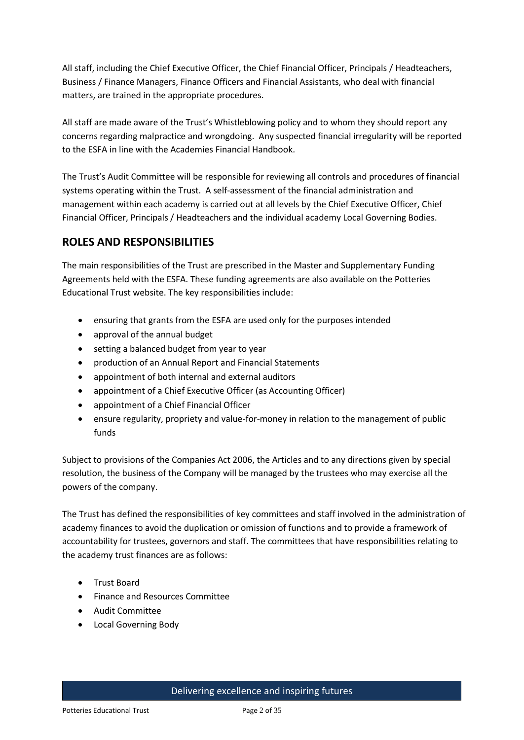All staff, including the Chief Executive Officer, the Chief Financial Officer, Principals / Headteachers, Business / Finance Managers, Finance Officers and Financial Assistants, who deal with financial matters, are trained in the appropriate procedures.

All staff are made aware of the Trust's Whistleblowing policy and to whom they should report any concerns regarding malpractice and wrongdoing. Any suspected financial irregularity will be reported to the ESFA in line with the Academies Financial Handbook.

The Trust's Audit Committee will be responsible for reviewing all controls and procedures of financial systems operating within the Trust. A self-assessment of the financial administration and management within each academy is carried out at all levels by the Chief Executive Officer, Chief Financial Officer, Principals / Headteachers and the individual academy Local Governing Bodies.

## ROLES AND RESPONSIBILITIES

The main responsibilities of the Trust are prescribed in the Master and Supplementary Funding Agreements held with the ESFA. These funding agreements are also available on the Potteries Educational Trust website. The key responsibilities include:

- ensuring that grants from the ESFA are used only for the purposes intended
- approval of the annual budget
- setting a balanced budget from year to year
- production of an Annual Report and Financial Statements
- appointment of both internal and external auditors
- appointment of a Chief Executive Officer (as Accounting Officer)
- appointment of a Chief Financial Officer
- ensure regularity, propriety and value-for-money in relation to the management of public funds

Subject to provisions of the Companies Act 2006, the Articles and to any directions given by special resolution, the business of the Company will be managed by the trustees who may exercise all the powers of the company.

The Trust has defined the responsibilities of key committees and staff involved in the administration of academy finances to avoid the duplication or omission of functions and to provide a framework of accountability for trustees, governors and staff. The committees that have responsibilities relating to the academy trust finances are as follows:

- Trust Board
- Finance and Resources Committee
- Audit Committee
- Local Governing Body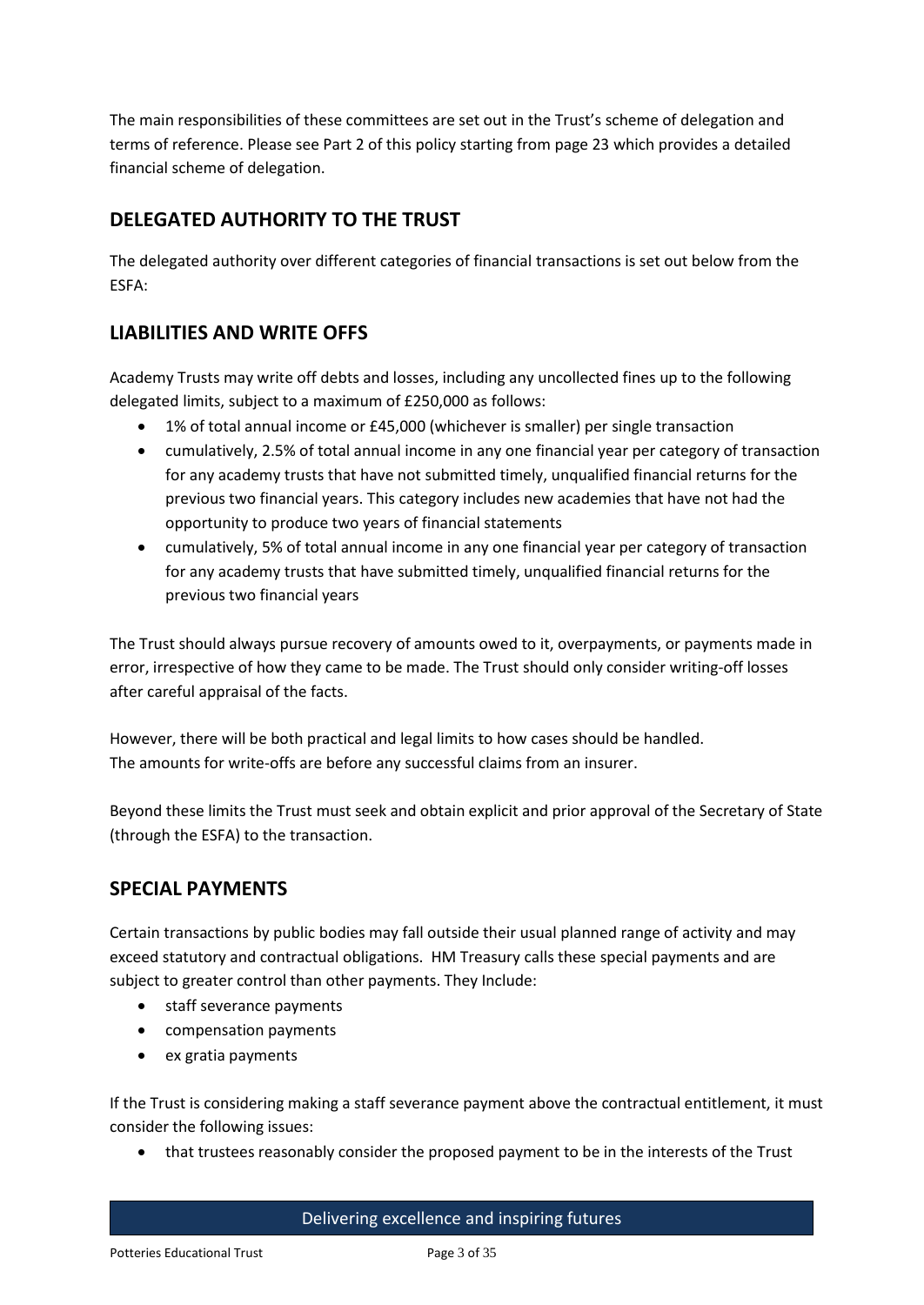The main responsibilities of these committees are set out in the Trust's scheme of delegation and terms of reference. Please see Part 2 of this policy starting from page 23 which provides a detailed financial scheme of delegation.

## DELEGATED AUTHORITY TO THE TRUST

The delegated authority over different categories of financial transactions is set out below from the ESFA:

## LIABILITIES AND WRITE OFFS

Academy Trusts may write off debts and losses, including any uncollected fines up to the following delegated limits, subject to a maximum of £250,000 as follows:

- 1% of total annual income or £45,000 (whichever is smaller) per single transaction
- cumulatively, 2.5% of total annual income in any one financial year per category of transaction for any academy trusts that have not submitted timely, unqualified financial returns for the previous two financial years. This category includes new academies that have not had the opportunity to produce two years of financial statements
- cumulatively, 5% of total annual income in any one financial year per category of transaction for any academy trusts that have submitted timely, unqualified financial returns for the previous two financial years

The Trust should always pursue recovery of amounts owed to it, overpayments, or payments made in error, irrespective of how they came to be made. The Trust should only consider writing-off losses after careful appraisal of the facts.

However, there will be both practical and legal limits to how cases should be handled.
The amounts for write-offs are before any successful claims from an insurer.

Beyond these limits the Trust must seek and obtain explicit and prior approval of the Secretary of State (through the ESFA) to the transaction.

## SPECIAL PAYMENTS

Certain transactions by public bodies may fall outside their usual planned range of activity and may exceed statutory and contractual obligations. HM Treasury calls these special payments and are subject to greater control than other payments. They Include:

- staff severance payments
- compensation payments
- ex gratia payments

If the Trust is considering making a staff severance payment above the contractual entitlement, it must consider the following issues:

- that trustees reasonably consider the proposed payment to be in the interests of the Trust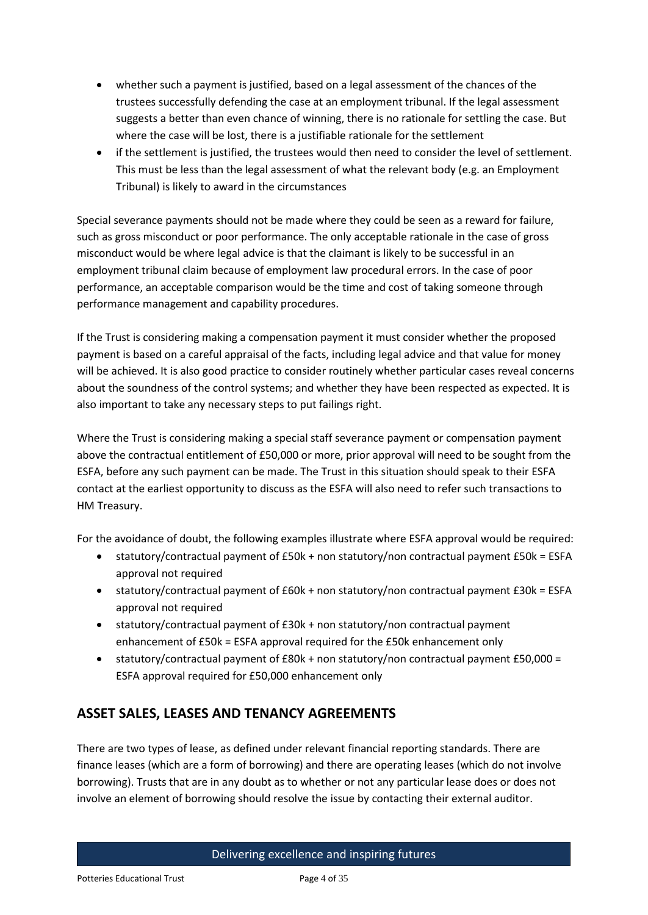- whether such a payment is justified, based on a legal assessment of the chances of the trustees successfully defending the case at an employment tribunal. If the legal assessment suggests a better than even chance of winning, there is no rationale for settling the case. But where the case will be lost, there is a justifiable rationale for the settlement
- if the settlement is justified, the trustees would then need to consider the level of settlement. This must be less than the legal assessment of what the relevant body (e.g. an Employment Tribunal) is likely to award in the circumstances

Special severance payments should not be made where they could be seen as a reward for failure, such as gross misconduct or poor performance. The only acceptable rationale in the case of gross misconduct would be where legal advice is that the claimant is likely to be successful in an employment tribunal claim because of employment law procedural errors. In the case of poor performance, an acceptable comparison would be the time and cost of taking someone through performance management and capability procedures.

If the Trust is considering making a compensation payment it must consider whether the proposed payment is based on a careful appraisal of the facts, including legal advice and that value for money will be achieved. It is also good practice to consider routinely whether particular cases reveal concerns about the soundness of the control systems; and whether they have been respected as expected. It is also important to take any necessary steps to put failings right.

Where the Trust is considering making a special staff severance payment or compensation payment above the contractual entitlement of £50,000 or more, prior approval will need to be sought from the ESFA, before any such payment can be made. The Trust in this situation should speak to their ESFA contact at the earliest opportunity to discuss as the ESFA will also need to refer such transactions to HM Treasury.

For the avoidance of doubt, the following examples illustrate where ESFA approval would be required:

- statutory/contractual payment of £50k + non statutory/non contractual payment £50k = ESFA approval not required
- statutory/contractual payment of £60k + non statutory/non contractual payment £30k = ESFA approval not required
- statutory/contractual payment of £30k + non statutory/non contractual payment enhancement of £50k = ESFA approval required for the £50k enhancement only
- statutory/contractual payment of £80k + non statutory/non contractual payment £50,000 = ESFA approval required for £50,000 enhancement only

## ASSET SALES, LEASES AND TENANCY AGREEMENTS

There are two types of lease, as defined under relevant financial reporting standards. There are finance leases (which are a form of borrowing) and there are operating leases (which do not involve borrowing). Trusts that are in any doubt as to whether or not any particular lease does or does not involve an element of borrowing should resolve the issue by contacting their external auditor.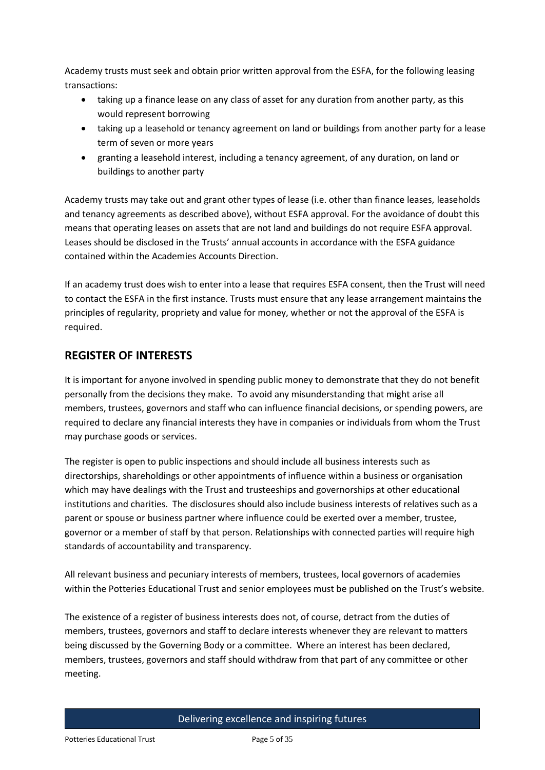Academy trusts must seek and obtain prior written approval from the ESFA, for the following leasing transactions:

- taking up a finance lease on any class of asset for any duration from another party, as this would represent borrowing
- taking up a leasehold or tenancy agreement on land or buildings from another party for a lease term of seven or more years
- granting a leasehold interest, including a tenancy agreement, of any duration, on land or buildings to another party

Academy trusts may take out and grant other types of lease (i.e. other than finance leases, leaseholds and tenancy agreements as described above), without ESFA approval. For the avoidance of doubt this means that operating leases on assets that are not land and buildings do not require ESFA approval. Leases should be disclosed in the Trusts' annual accounts in accordance with the ESFA guidance contained within the Academies Accounts Direction.

If an academy trust does wish to enter into a lease that requires ESFA consent, then the Trust will need to contact the ESFA in the first instance. Trusts must ensure that any lease arrangement maintains the principles of regularity, propriety and value for money, whether or not the approval of the ESFA is required.

## REGISTER OF INTERESTS

It is important for anyone involved in spending public money to demonstrate that they do not benefit personally from the decisions they make. To avoid any misunderstanding that might arise all members, trustees, governors and staff who can influence financial decisions, or spending powers, are required to declare any financial interests they have in companies or individuals from whom the Trust may purchase goods or services.

The register is open to public inspections and should include all business interests such as directorships, shareholdings or other appointments of influence within a business or organisation which may have dealings with the Trust and trusteeships and governorships at other educational institutions and charities. The disclosures should also include business interests of relatives such as a parent or spouse or business partner where influence could be exerted over a member, trustee, governor or a member of staff by that person. Relationships with connected parties will require high standards of accountability and transparency.

All relevant business and pecuniary interests of members, trustees, local governors of academies within the Potteries Educational Trust and senior employees must be published on the Trust's website.

The existence of a register of business interests does not, of course, detract from the duties of members, trustees, governors and staff to declare interests whenever they are relevant to matters being discussed by the Governing Body or a committee. Where an interest has been declared, members, trustees, governors and staff should withdraw from that part of any committee or other meeting.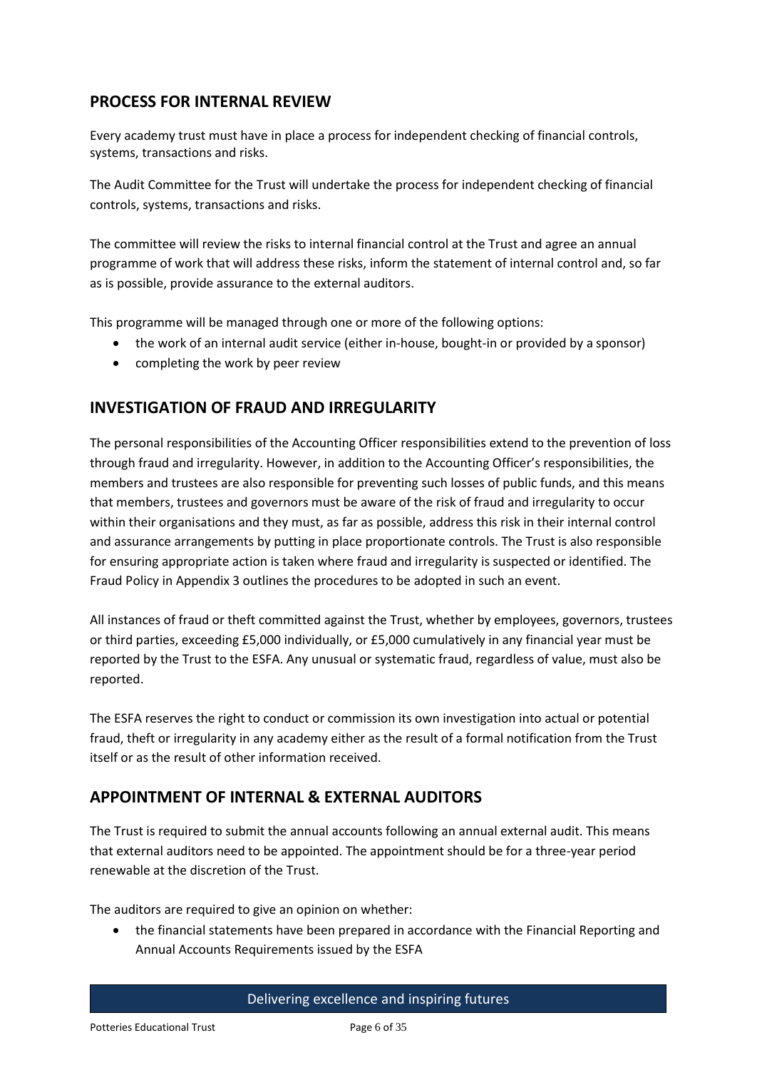## PROCESS FOR INTERNAL REVIEW

Every academy trust must have in place a process for independent checking of financial controls, systems, transactions and risks.

The Audit Committee for the Trust will undertake the process for independent checking of financial controls, systems, transactions and risks.

The committee will review the risks to internal financial control at the Trust and agree an annual programme of work that will address these risks, inform the statement of internal control and, so far as is possible, provide assurance to the external auditors.

This programme will be managed through one or more of the following options:

- the work of an internal audit service (either in-house, bought-in or provided by a sponsor)
- completing the work by peer review

## INVESTIGATION OF FRAUD AND IRREGULARITY

The personal responsibilities of the Accounting Officer responsibilities extend to the prevention of loss through fraud and irregularity. However, in addition to the Accounting Officer's responsibilities, the members and trustees are also responsible for preventing such losses of public funds, and this means that members, trustees and governors must be aware of the risk of fraud and irregularity to occur within their organisations and they must, as far as possible, address this risk in their internal control and assurance arrangements by putting in place proportionate controls. The Trust is also responsible for ensuring appropriate action is taken where fraud and irregularity is suspected or identified. The Fraud Policy in Appendix 3 outlines the procedures to be adopted in such an event.

All instances of fraud or theft committed against the Trust, whether by employees, governors, trustees or third parties, exceeding £5,000 individually, or £5,000 cumulatively in any financial year must be reported by the Trust to the ESFA. Any unusual or systematic fraud, regardless of value, must also be reported.

The ESFA reserves the right to conduct or commission its own investigation into actual or potential fraud, theft or irregularity in any academy either as the result of a formal notification from the Trust itself or as the result of other information received.

## APPOINTMENT OF INTERNAL & EXTERNAL AUDITORS

The Trust is required to submit the annual accounts following an annual external audit. This means that external auditors need to be appointed. The appointment should be for a three-year period renewable at the discretion of the Trust.

The auditors are required to give an opinion on whether:

- the financial statements have been prepared in accordance with the Financial Reporting and Annual Accounts Requirements issued by the ESFA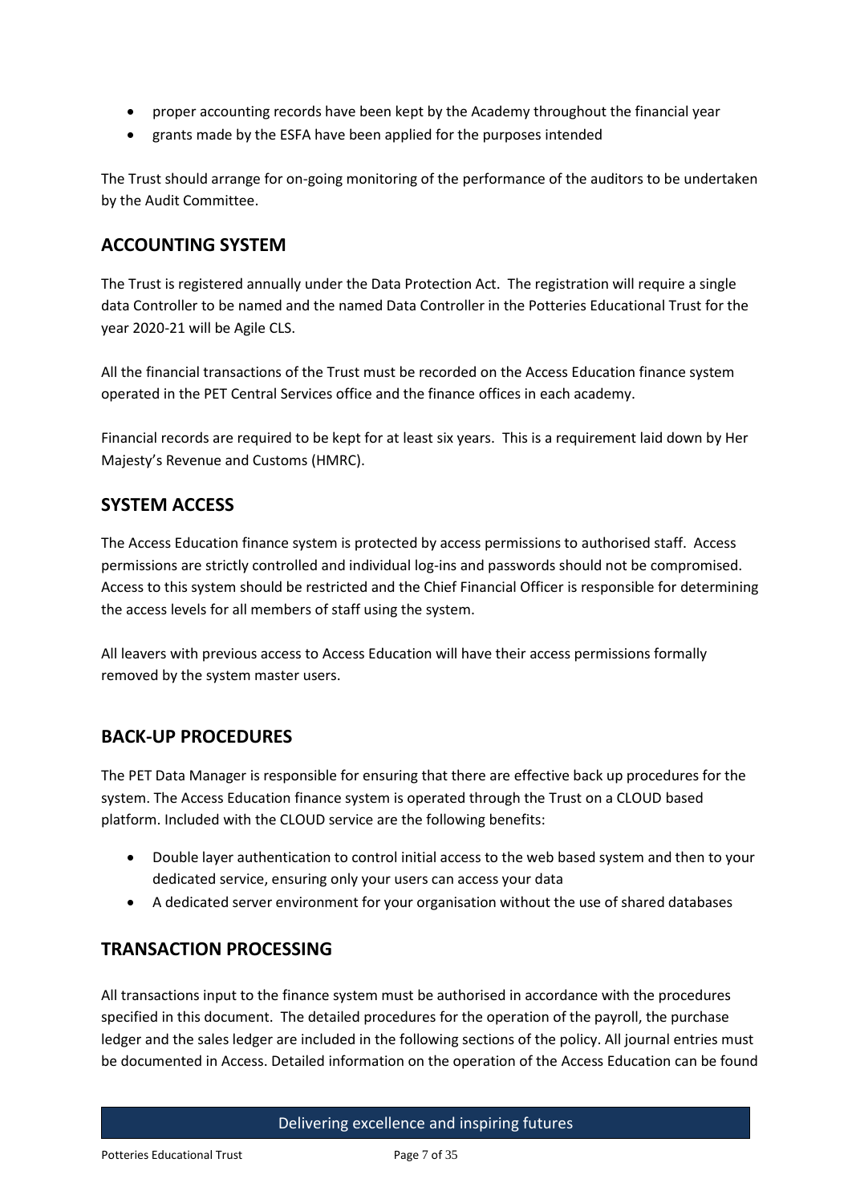- proper accounting records have been kept by the Academy throughout the financial year
- grants made by the ESFA have been applied for the purposes intended

The Trust should arrange for on-going monitoring of the performance of the auditors to be undertaken by the Audit Committee.

## ACCOUNTING SYSTEM

The Trust is registered annually under the Data Protection Act. The registration will require a single data Controller to be named and the named Data Controller in the Potteries Educational Trust for the year 2020-21 will be Agile CLS.

All the financial transactions of the Trust must be recorded on the Access Education finance system operated in the PET Central Services office and the finance offices in each academy.

Financial records are required to be kept for at least six years. This is a requirement laid down by Her Majesty's Revenue and Customs (HMRC).

## SYSTEM ACCESS

The Access Education finance system is protected by access permissions to authorised staff. Access permissions are strictly controlled and individual log-ins and passwords should not be compromised. Access to this system should be restricted and the Chief Financial Officer is responsible for determining the access levels for all members of staff using the system.

All leavers with previous access to Access Education will have their access permissions formally removed by the system master users.

## BACK-UP PROCEDURES

The PET Data Manager is responsible for ensuring that there are effective back up procedures for the system. The Access Education finance system is operated through the Trust on a CLOUD based platform. Included with the CLOUD service are the following benefits:

- Double layer authentication to control initial access to the web based system and then to your dedicated service, ensuring only your users can access your data
- A dedicated server environment for your organisation without the use of shared databases

## TRANSACTION PROCESSING

All transactions input to the finance system must be authorised in accordance with the procedures specified in this document. The detailed procedures for the operation of the payroll, the purchase ledger and the sales ledger are included in the following sections of the policy. All journal entries must be documented in Access. Detailed information on the operation of the Access Education can be found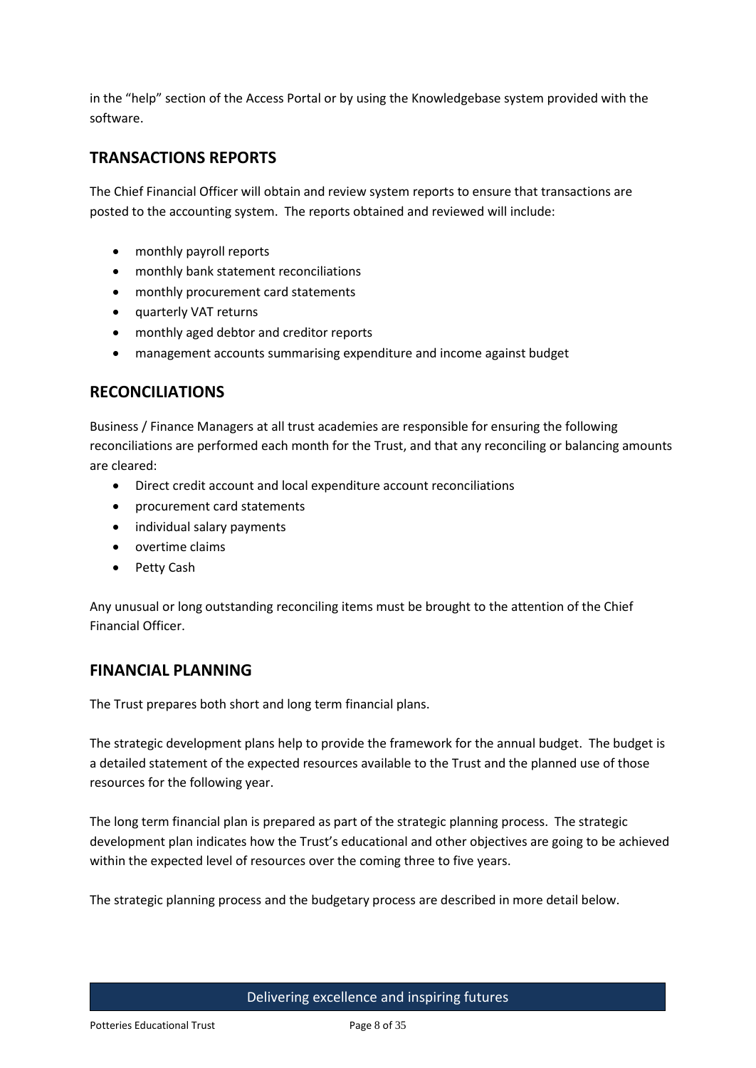in the "help" section of the Access Portal or by using the Knowledgebase system provided with the software.

## TRANSACTIONS REPORTS

The Chief Financial Officer will obtain and review system reports to ensure that transactions are posted to the accounting system. The reports obtained and reviewed will include:

- monthly payroll reports
- monthly bank statement reconciliations
- monthly procurement card statements
- quarterly VAT returns
- monthly aged debtor and creditor reports
- management accounts summarising expenditure and income against budget

## RECONCILIATIONS

Business / Finance Managers at all trust academies are responsible for ensuring the following reconciliations are performed each month for the Trust, and that any reconciling or balancing amounts are cleared:

- Direct credit account and local expenditure account reconciliations
- procurement card statements
- individual salary payments
- overtime claims
- Petty Cash

Any unusual or long outstanding reconciling items must be brought to the attention of the Chief Financial Officer.

## FINANCIAL PLANNING

The Trust prepares both short and long term financial plans.

The strategic development plans help to provide the framework for the annual budget. The budget is a detailed statement of the expected resources available to the Trust and the planned use of those resources for the following year.

The long term financial plan is prepared as part of the strategic planning process. The strategic development plan indicates how the Trust's educational and other objectives are going to be achieved within the expected level of resources over the coming three to five years.

The strategic planning process and the budgetary process are described in more detail below.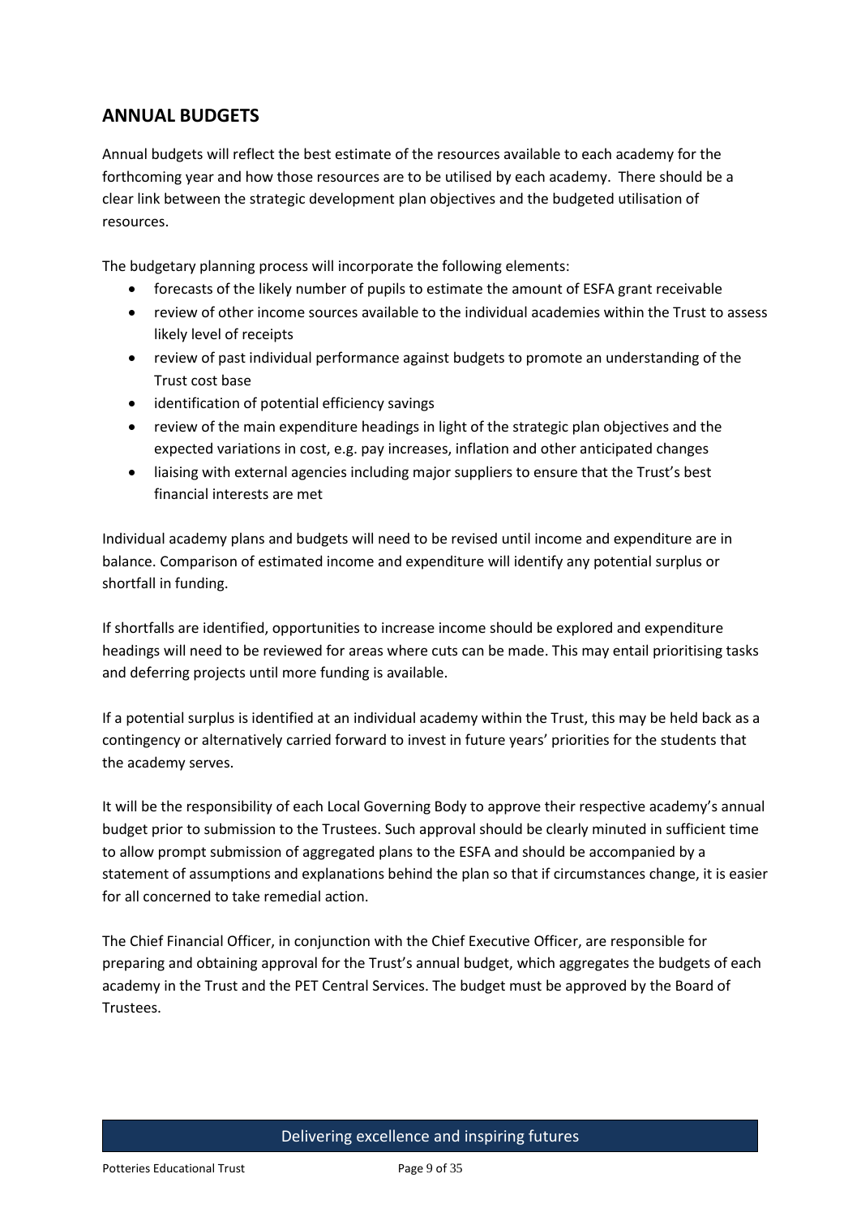## ANNUAL BUDGETS

Annual budgets will reflect the best estimate of the resources available to each academy for the forthcoming year and how those resources are to be utilised by each academy. There should be a clear link between the strategic development plan objectives and the budgeted utilisation of resources.

The budgetary planning process will incorporate the following elements:

- forecasts of the likely number of pupils to estimate the amount of ESFA grant receivable
- review of other income sources available to the individual academies within the Trust to assess likely level of receipts
- review of past individual performance against budgets to promote an understanding of the Trust cost base
- identification of potential efficiency savings
- review of the main expenditure headings in light of the strategic plan objectives and the expected variations in cost, e.g. pay increases, inflation and other anticipated changes
- liaising with external agencies including major suppliers to ensure that the Trust's best financial interests are met

Individual academy plans and budgets will need to be revised until income and expenditure are in balance. Comparison of estimated income and expenditure will identify any potential surplus or shortfall in funding.

If shortfalls are identified, opportunities to increase income should be explored and expenditure headings will need to be reviewed for areas where cuts can be made. This may entail prioritising tasks and deferring projects until more funding is available.

If a potential surplus is identified at an individual academy within the Trust, this may be held back as a contingency or alternatively carried forward to invest in future years' priorities for the students that the academy serves.

It will be the responsibility of each Local Governing Body to approve their respective academy's annual budget prior to submission to the Trustees. Such approval should be clearly minuted in sufficient time to allow prompt submission of aggregated plans to the ESFA and should be accompanied by a statement of assumptions and explanations behind the plan so that if circumstances change, it is easier for all concerned to take remedial action.

The Chief Financial Officer, in conjunction with the Chief Executive Officer, are responsible for preparing and obtaining approval for the Trust's annual budget, which aggregates the budgets of each academy in the Trust and the PET Central Services. The budget must be approved by the Board of Trustees.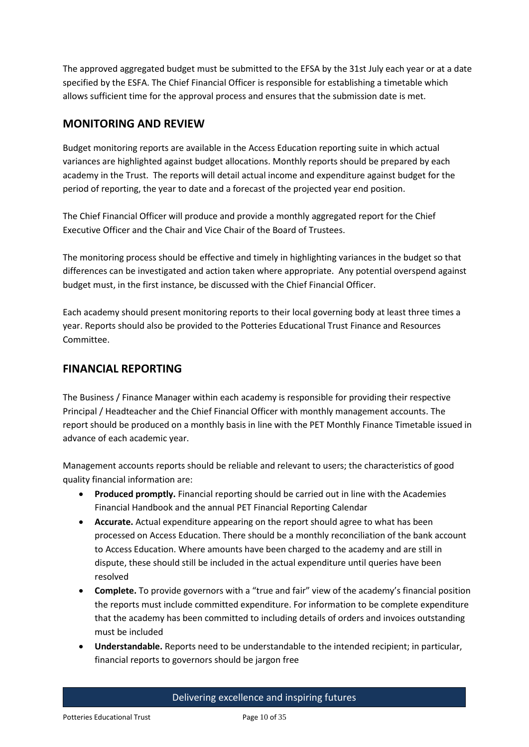The approved aggregated budget must be submitted to the EFSA by the 31st July each year or at a date specified by the ESFA. The Chief Financial Officer is responsible for establishing a timetable which allows sufficient time for the approval process and ensures that the submission date is met.

## MONITORING AND REVIEW

Budget monitoring reports are available in the Access Education reporting suite in which actual variances are highlighted against budget allocations. Monthly reports should be prepared by each academy in the Trust. The reports will detail actual income and expenditure against budget for the period of reporting, the year to date and a forecast of the projected year end position.

The Chief Financial Officer will produce and provide a monthly aggregated report for the Chief Executive Officer and the Chair and Vice Chair of the Board of Trustees.

The monitoring process should be effective and timely in highlighting variances in the budget so that differences can be investigated and action taken where appropriate. Any potential overspend against budget must, in the first instance, be discussed with the Chief Financial Officer.

Each academy should present monitoring reports to their local governing body at least three times a year. Reports should also be provided to the Potteries Educational Trust Finance and Resources Committee.

## FINANCIAL REPORTING

The Business / Finance Manager within each academy is responsible for providing their respective Principal / Headteacher and the Chief Financial Officer with monthly management accounts. The report should be produced on a monthly basis in line with the PET Monthly Finance Timetable issued in advance of each academic year.

Management accounts reports should be reliable and relevant to users; the characteristics of good quality financial information are:

- **Produced promptly.** Financial reporting should be carried out in line with the Academies Financial Handbook and the annual PET Financial Reporting Calendar
- **Accurate.** Actual expenditure appearing on the report should agree to what has been processed on Access Education. There should be a monthly reconciliation of the bank account to Access Education. Where amounts have been charged to the academy and are still in dispute, these should still be included in the actual expenditure until queries have been resolved
- **Complete.** To provide governors with a "true and fair" view of the academy's financial position the reports must include committed expenditure. For information to be complete expenditure that the academy has been committed to including details of orders and invoices outstanding must be included
- **Understandable.** Reports need to be understandable to the intended recipient; in particular, financial reports to governors should be jargon free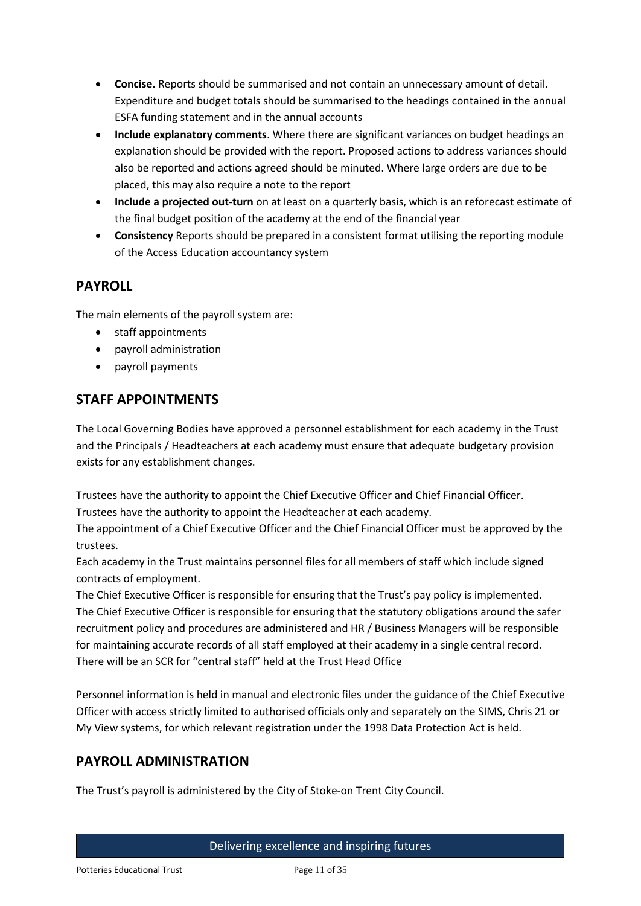- **Concise.** Reports should be summarised and not contain an unnecessary amount of detail. Expenditure and budget totals should be summarised to the headings contained in the annual ESFA funding statement and in the annual accounts
- **Include explanatory comments**. Where there are significant variances on budget headings an explanation should be provided with the report. Proposed actions to address variances should also be reported and actions agreed should be minuted. Where large orders are due to be placed, this may also require a note to the report
- **Include a projected out-turn** on at least on a quarterly basis, which is an reforecast estimate of the final budget position of the academy at the end of the financial year
- **Consistency** Reports should be prepared in a consistent format utilising the reporting module of the Access Education accountancy system

## PAYROLL

The main elements of the payroll system are:

- staff appointments
- payroll administration
- payroll payments

## STAFF APPOINTMENTS

The Local Governing Bodies have approved a personnel establishment for each academy in the Trust and the Principals / Headteachers at each academy must ensure that adequate budgetary provision exists for any establishment changes.

Trustees have the authority to appoint the Chief Executive Officer and Chief Financial Officer.
Trustees have the authority to appoint the Headteacher at each academy.
The appointment of a Chief Executive Officer and the Chief Financial Officer must be approved by the trustees.
Each academy in the Trust maintains personnel files for all members of staff which include signed contracts of employment.
The Chief Executive Officer is responsible for ensuring that the Trust's pay policy is implemented.
The Chief Executive Officer is responsible for ensuring that the statutory obligations around the safer recruitment policy and procedures are administered and HR / Business Managers will be responsible for maintaining accurate records of all staff employed at their academy in a single central record. There will be an SCR for "central staff" held at the Trust Head Office

Personnel information is held in manual and electronic files under the guidance of the Chief Executive Officer with access strictly limited to authorised officials only and separately on the SIMS, Chris 21 or My View systems, for which relevant registration under the 1998 Data Protection Act is held.

## PAYROLL ADMINISTRATION

The Trust's payroll is administered by the City of Stoke-on Trent City Council.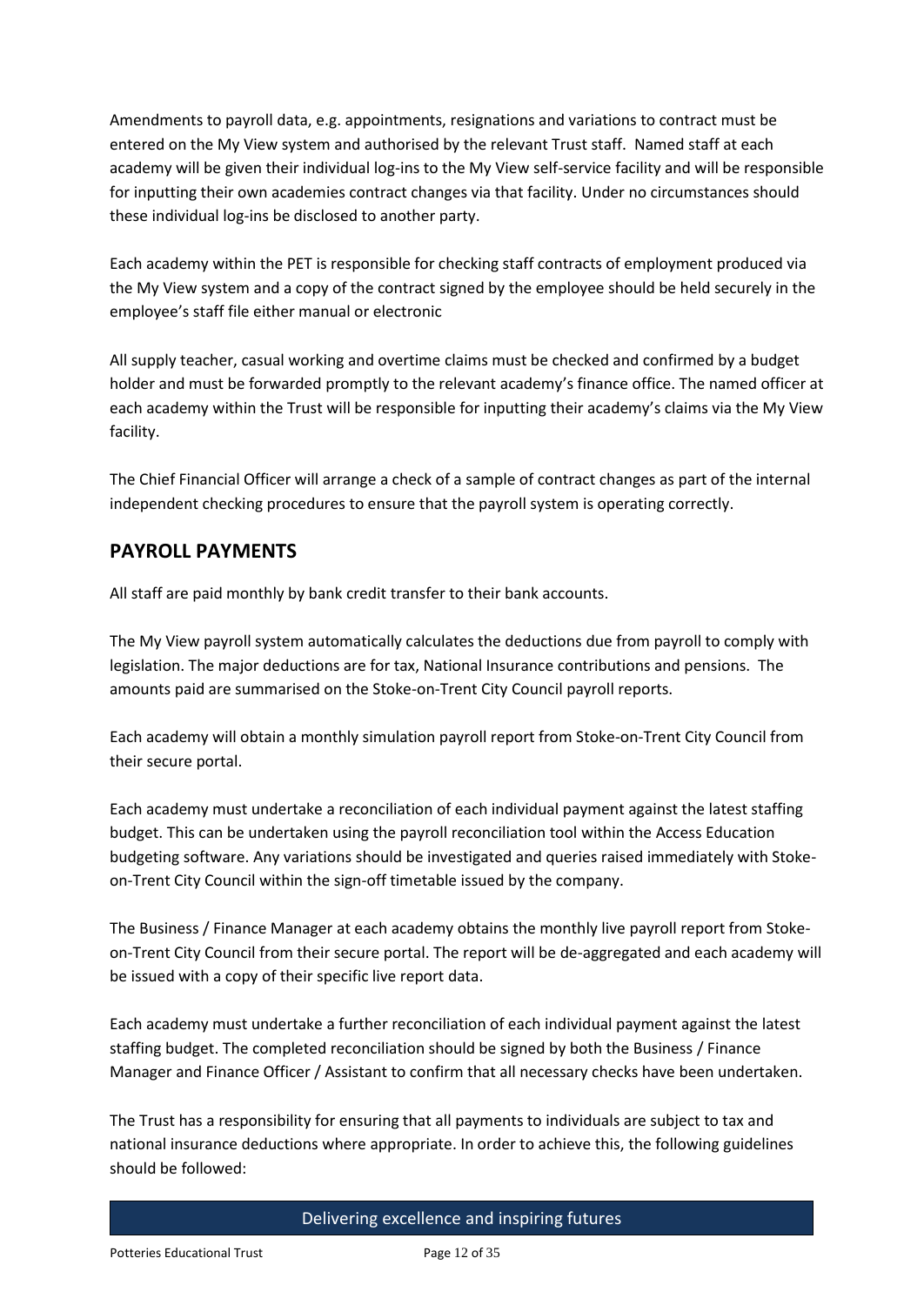Amendments to payroll data, e.g. appointments, resignations and variations to contract must be entered on the My View system and authorised by the relevant Trust staff. Named staff at each academy will be given their individual log-ins to the My View self-service facility and will be responsible for inputting their own academies contract changes via that facility. Under no circumstances should these individual log-ins be disclosed to another party.

Each academy within the PET is responsible for checking staff contracts of employment produced via the My View system and a copy of the contract signed by the employee should be held securely in the employee's staff file either manual or electronic

All supply teacher, casual working and overtime claims must be checked and confirmed by a budget holder and must be forwarded promptly to the relevant academy's finance office. The named officer at each academy within the Trust will be responsible for inputting their academy's claims via the My View facility.

The Chief Financial Officer will arrange a check of a sample of contract changes as part of the internal independent checking procedures to ensure that the payroll system is operating correctly.

## PAYROLL PAYMENTS

All staff are paid monthly by bank credit transfer to their bank accounts.

The My View payroll system automatically calculates the deductions due from payroll to comply with legislation. The major deductions are for tax, National Insurance contributions and pensions. The amounts paid are summarised on the Stoke-on-Trent City Council payroll reports.

Each academy will obtain a monthly simulation payroll report from Stoke-on-Trent City Council from their secure portal.

Each academy must undertake a reconciliation of each individual payment against the latest staffing budget. This can be undertaken using the payroll reconciliation tool within the Access Education budgeting software. Any variations should be investigated and queries raised immediately with Stoke-on-Trent City Council within the sign-off timetable issued by the company.

The Business / Finance Manager at each academy obtains the monthly live payroll report from Stoke-on-Trent City Council from their secure portal. The report will be de-aggregated and each academy will be issued with a copy of their specific live report data.

Each academy must undertake a further reconciliation of each individual payment against the latest staffing budget. The completed reconciliation should be signed by both the Business / Finance Manager and Finance Officer / Assistant to confirm that all necessary checks have been undertaken.

The Trust has a responsibility for ensuring that all payments to individuals are subject to tax and national insurance deductions where appropriate. In order to achieve this, the following guidelines should be followed: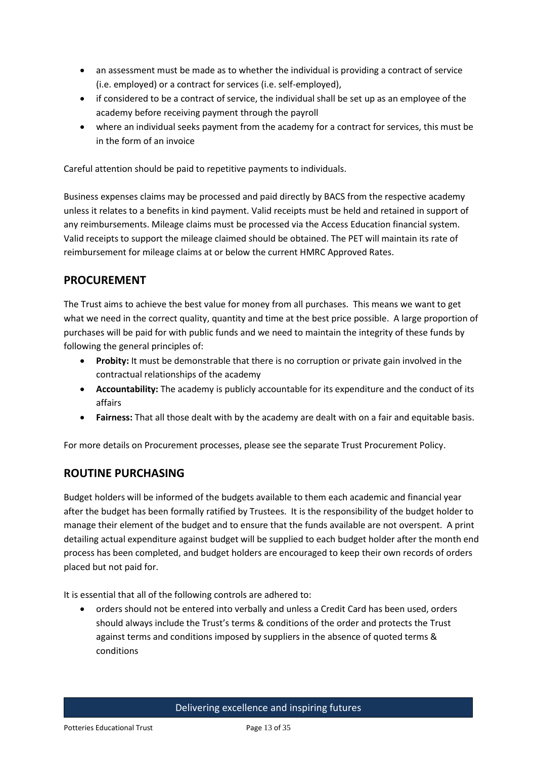- an assessment must be made as to whether the individual is providing a contract of service (i.e. employed) or a contract for services (i.e. self-employed),
- if considered to be a contract of service, the individual shall be set up as an employee of the academy before receiving payment through the payroll
- where an individual seeks payment from the academy for a contract for services, this must be in the form of an invoice

Careful attention should be paid to repetitive payments to individuals.

Business expenses claims may be processed and paid directly by BACS from the respective academy unless it relates to a benefits in kind payment. Valid receipts must be held and retained in support of any reimbursements. Mileage claims must be processed via the Access Education financial system. Valid receipts to support the mileage claimed should be obtained. The PET will maintain its rate of reimbursement for mileage claims at or below the current HMRC Approved Rates.

## PROCUREMENT

The Trust aims to achieve the best value for money from all purchases. This means we want to get what we need in the correct quality, quantity and time at the best price possible. A large proportion of purchases will be paid for with public funds and we need to maintain the integrity of these funds by following the general principles of:

- **Probity:** It must be demonstrable that there is no corruption or private gain involved in the contractual relationships of the academy
- **Accountability:** The academy is publicly accountable for its expenditure and the conduct of its affairs
- **Fairness:** That all those dealt with by the academy are dealt with on a fair and equitable basis.

For more details on Procurement processes, please see the separate Trust Procurement Policy.

## ROUTINE PURCHASING

Budget holders will be informed of the budgets available to them each academic and financial year after the budget has been formally ratified by Trustees. It is the responsibility of the budget holder to manage their element of the budget and to ensure that the funds available are not overspent. A print detailing actual expenditure against budget will be supplied to each budget holder after the month end process has been completed, and budget holders are encouraged to keep their own records of orders placed but not paid for.

It is essential that all of the following controls are adhered to:

- orders should not be entered into verbally and unless a Credit Card has been used, orders should always include the Trust's terms & conditions of the order and protects the Trust against terms and conditions imposed by suppliers in the absence of quoted terms & conditions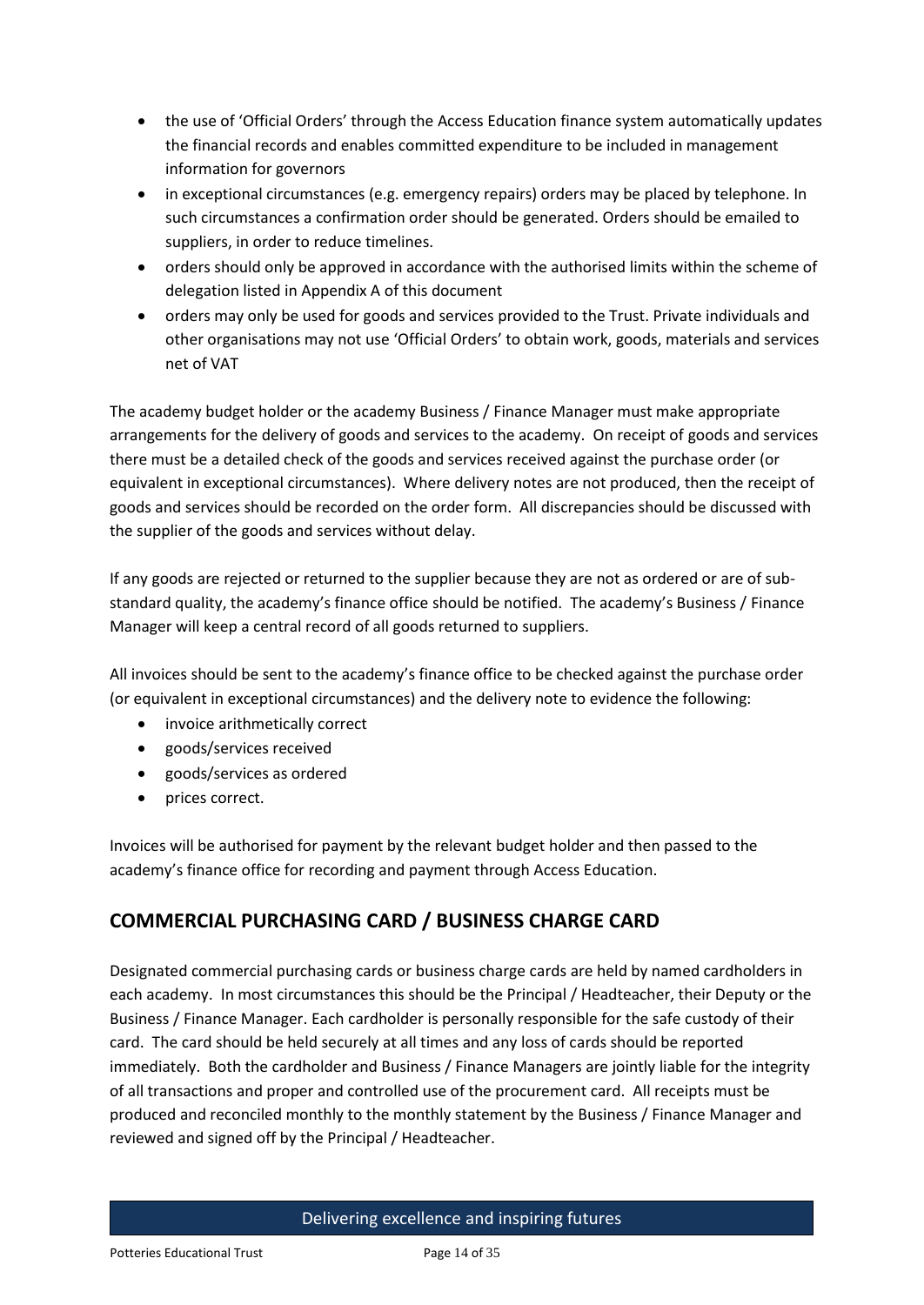- the use of 'Official Orders' through the Access Education finance system automatically updates the financial records and enables committed expenditure to be included in management information for governors
- in exceptional circumstances (e.g. emergency repairs) orders may be placed by telephone. In such circumstances a confirmation order should be generated. Orders should be emailed to suppliers, in order to reduce timelines.
- orders should only be approved in accordance with the authorised limits within the scheme of delegation listed in Appendix A of this document
- orders may only be used for goods and services provided to the Trust. Private individuals and other organisations may not use 'Official Orders' to obtain work, goods, materials and services net of VAT

The academy budget holder or the academy Business / Finance Manager must make appropriate arrangements for the delivery of goods and services to the academy. On receipt of goods and services there must be a detailed check of the goods and services received against the purchase order (or equivalent in exceptional circumstances). Where delivery notes are not produced, then the receipt of goods and services should be recorded on the order form. All discrepancies should be discussed with the supplier of the goods and services without delay.

If any goods are rejected or returned to the supplier because they are not as ordered or are of sub-standard quality, the academy's finance office should be notified. The academy's Business / Finance Manager will keep a central record of all goods returned to suppliers.

All invoices should be sent to the academy's finance office to be checked against the purchase order (or equivalent in exceptional circumstances) and the delivery note to evidence the following:

- invoice arithmetically correct
- goods/services received
- goods/services as ordered
- prices correct.

Invoices will be authorised for payment by the relevant budget holder and then passed to the academy's finance office for recording and payment through Access Education.

## COMMERCIAL PURCHASING CARD / BUSINESS CHARGE CARD

Designated commercial purchasing cards or business charge cards are held by named cardholders in each academy. In most circumstances this should be the Principal / Headteacher, their Deputy or the Business / Finance Manager. Each cardholder is personally responsible for the safe custody of their card. The card should be held securely at all times and any loss of cards should be reported immediately. Both the cardholder and Business / Finance Managers are jointly liable for the integrity of all transactions and proper and controlled use of the procurement card. All receipts must be produced and reconciled monthly to the monthly statement by the Business / Finance Manager and reviewed and signed off by the Principal / Headteacher.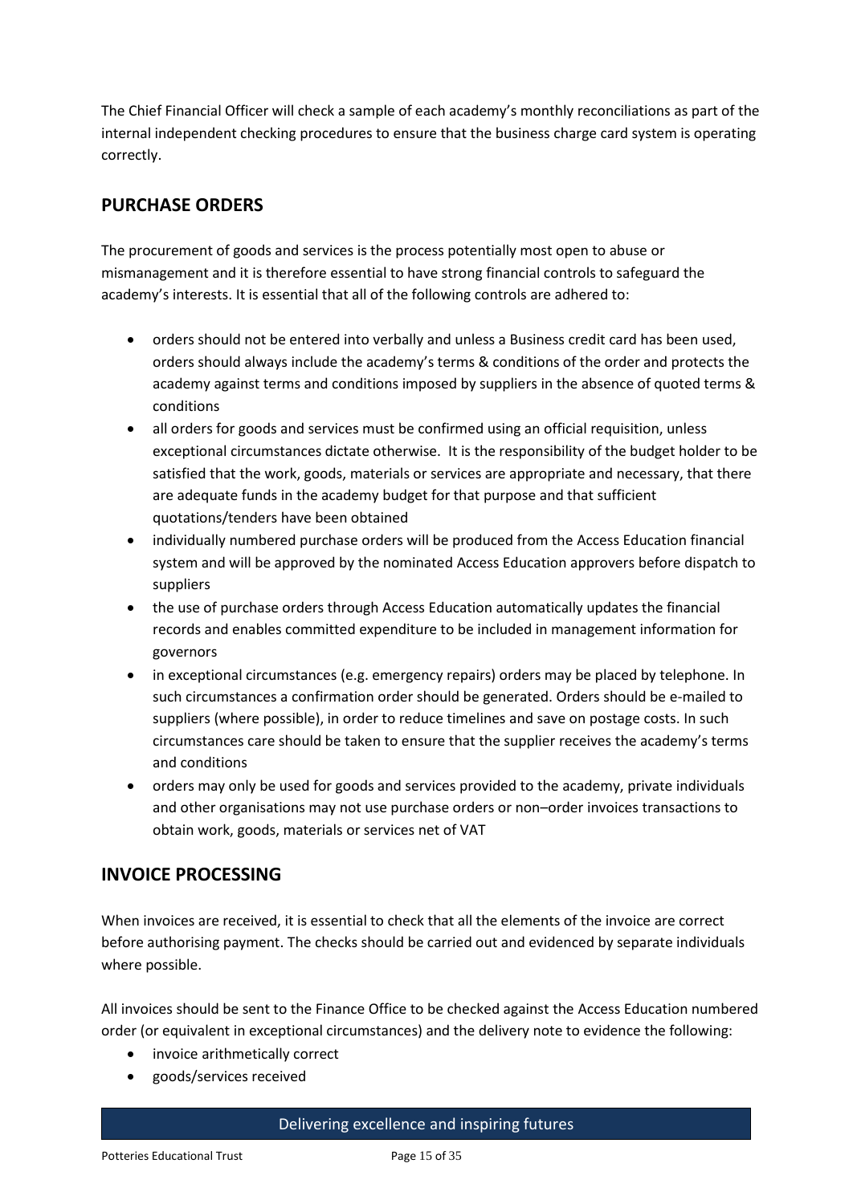The Chief Financial Officer will check a sample of each academy's monthly reconciliations as part of the internal independent checking procedures to ensure that the business charge card system is operating correctly.

## PURCHASE ORDERS

The procurement of goods and services is the process potentially most open to abuse or mismanagement and it is therefore essential to have strong financial controls to safeguard the academy's interests. It is essential that all of the following controls are adhered to:

- orders should not be entered into verbally and unless a Business credit card has been used, orders should always include the academy's terms & conditions of the order and protects the academy against terms and conditions imposed by suppliers in the absence of quoted terms & conditions
- all orders for goods and services must be confirmed using an official requisition, unless exceptional circumstances dictate otherwise. It is the responsibility of the budget holder to be satisfied that the work, goods, materials or services are appropriate and necessary, that there are adequate funds in the academy budget for that purpose and that sufficient quotations/tenders have been obtained
- individually numbered purchase orders will be produced from the Access Education financial system and will be approved by the nominated Access Education approvers before dispatch to suppliers
- the use of purchase orders through Access Education automatically updates the financial records and enables committed expenditure to be included in management information for governors
- in exceptional circumstances (e.g. emergency repairs) orders may be placed by telephone. In such circumstances a confirmation order should be generated. Orders should be e-mailed to suppliers (where possible), in order to reduce timelines and save on postage costs. In such circumstances care should be taken to ensure that the supplier receives the academy's terms and conditions
- orders may only be used for goods and services provided to the academy, private individuals and other organisations may not use purchase orders or non–order invoices transactions to obtain work, goods, materials or services net of VAT

## INVOICE PROCESSING

When invoices are received, it is essential to check that all the elements of the invoice are correct before authorising payment. The checks should be carried out and evidenced by separate individuals where possible.

All invoices should be sent to the Finance Office to be checked against the Access Education numbered order (or equivalent in exceptional circumstances) and the delivery note to evidence the following:

- invoice arithmetically correct
- goods/services received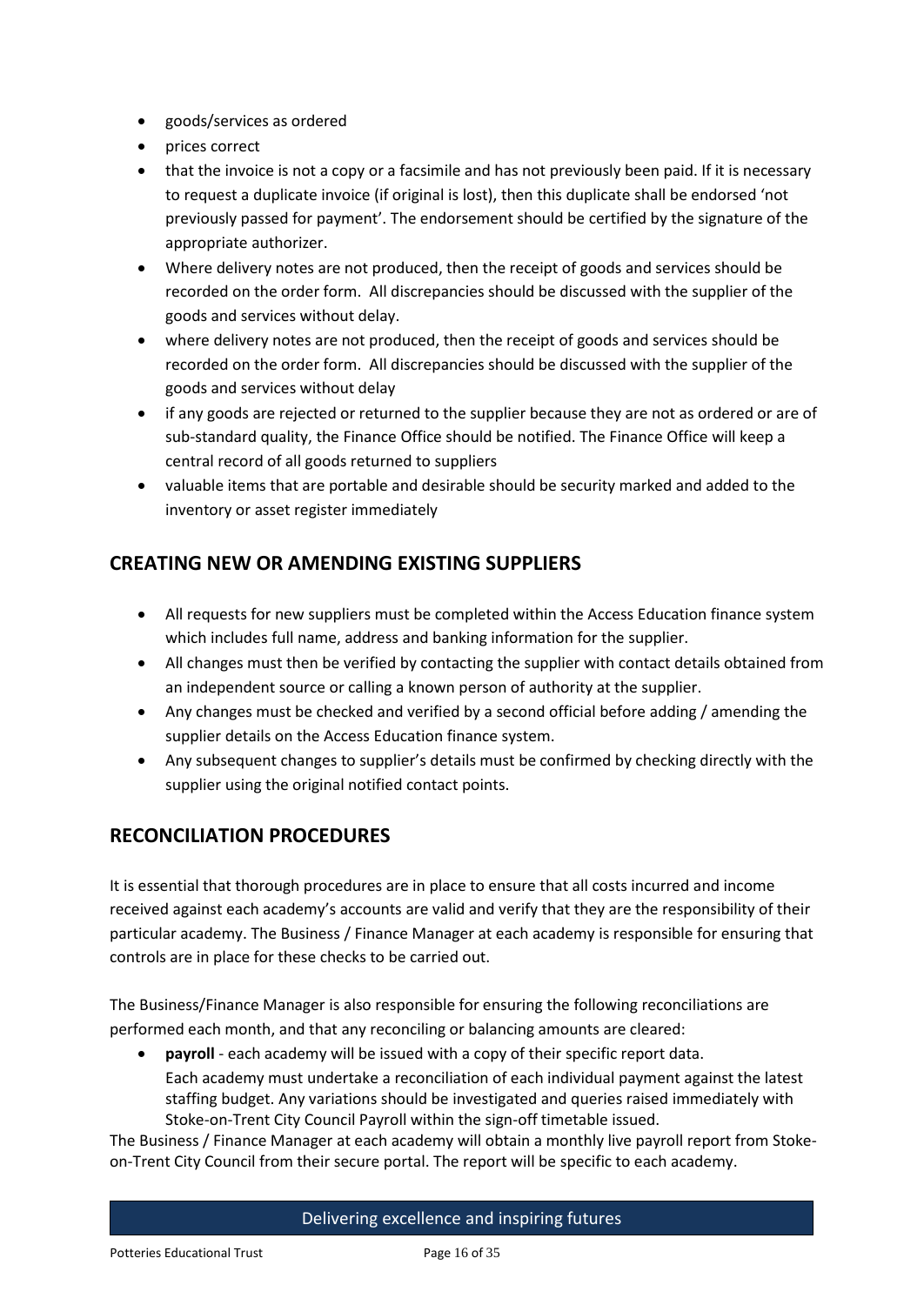- goods/services as ordered
- prices correct
- that the invoice is not a copy or a facsimile and has not previously been paid. If it is necessary to request a duplicate invoice (if original is lost), then this duplicate shall be endorsed 'not previously passed for payment'. The endorsement should be certified by the signature of the appropriate authorizer.
- Where delivery notes are not produced, then the receipt of goods and services should be recorded on the order form. All discrepancies should be discussed with the supplier of the goods and services without delay.
- where delivery notes are not produced, then the receipt of goods and services should be recorded on the order form. All discrepancies should be discussed with the supplier of the goods and services without delay
- if any goods are rejected or returned to the supplier because they are not as ordered or are of sub-standard quality, the Finance Office should be notified. The Finance Office will keep a central record of all goods returned to suppliers
- valuable items that are portable and desirable should be security marked and added to the inventory or asset register immediately

## CREATING NEW OR AMENDING EXISTING SUPPLIERS

- All requests for new suppliers must be completed within the Access Education finance system which includes full name, address and banking information for the supplier.
- All changes must then be verified by contacting the supplier with contact details obtained from an independent source or calling a known person of authority at the supplier.
- Any changes must be checked and verified by a second official before adding / amending the supplier details on the Access Education finance system.
- Any subsequent changes to supplier's details must be confirmed by checking directly with the supplier using the original notified contact points.

## RECONCILIATION PROCEDURES

It is essential that thorough procedures are in place to ensure that all costs incurred and income received against each academy's accounts are valid and verify that they are the responsibility of their particular academy. The Business / Finance Manager at each academy is responsible for ensuring that controls are in place for these checks to be carried out.

The Business/Finance Manager is also responsible for ensuring the following reconciliations are performed each month, and that any reconciling or balancing amounts are cleared:

- **payroll** - each academy will be issued with a copy of their specific report data.
  Each academy must undertake a reconciliation of each individual payment against the latest staffing budget. Any variations should be investigated and queries raised immediately with Stoke-on-Trent City Council Payroll within the sign-off timetable issued.

The Business / Finance Manager at each academy will obtain a monthly live payroll report from Stoke-on-Trent City Council from their secure portal. The report will be specific to each academy.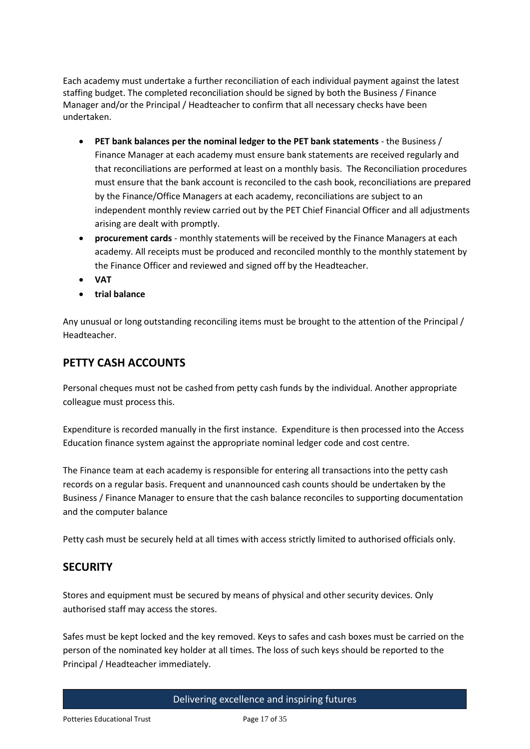Each academy must undertake a further reconciliation of each individual payment against the latest staffing budget. The completed reconciliation should be signed by both the Business / Finance Manager and/or the Principal / Headteacher to confirm that all necessary checks have been undertaken.

- **PET bank balances per the nominal ledger to the PET bank statements** - the Business / Finance Manager at each academy must ensure bank statements are received regularly and that reconciliations are performed at least on a monthly basis. The Reconciliation procedures must ensure that the bank account is reconciled to the cash book, reconciliations are prepared by the Finance/Office Managers at each academy, reconciliations are subject to an independent monthly review carried out by the PET Chief Financial Officer and all adjustments arising are dealt with promptly.
- **procurement cards** - monthly statements will be received by the Finance Managers at each academy. All receipts must be produced and reconciled monthly to the monthly statement by the Finance Officer and reviewed and signed off by the Headteacher.
- **VAT**
- **trial balance**

Any unusual or long outstanding reconciling items must be brought to the attention of the Principal / Headteacher.

## PETTY CASH ACCOUNTS

Personal cheques must not be cashed from petty cash funds by the individual. Another appropriate colleague must process this.

Expenditure is recorded manually in the first instance. Expenditure is then processed into the Access Education finance system against the appropriate nominal ledger code and cost centre.

The Finance team at each academy is responsible for entering all transactions into the petty cash records on a regular basis. Frequent and unannounced cash counts should be undertaken by the Business / Finance Manager to ensure that the cash balance reconciles to supporting documentation and the computer balance

Petty cash must be securely held at all times with access strictly limited to authorised officials only.

## SECURITY

Stores and equipment must be secured by means of physical and other security devices. Only authorised staff may access the stores.

Safes must be kept locked and the key removed. Keys to safes and cash boxes must be carried on the person of the nominated key holder at all times. The loss of such keys should be reported to the Principal / Headteacher immediately.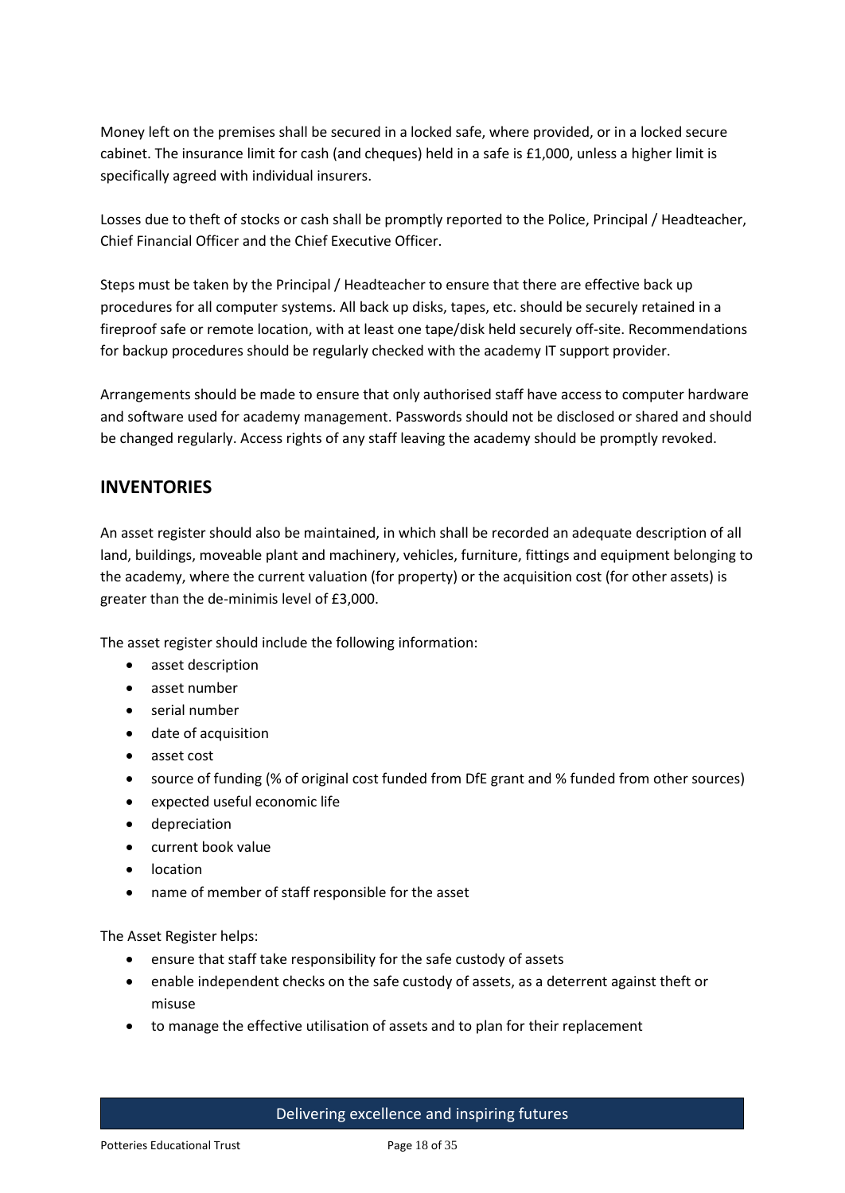Money left on the premises shall be secured in a locked safe, where provided, or in a locked secure cabinet. The insurance limit for cash (and cheques) held in a safe is £1,000, unless a higher limit is specifically agreed with individual insurers.

Losses due to theft of stocks or cash shall be promptly reported to the Police, Principal / Headteacher, Chief Financial Officer and the Chief Executive Officer.

Steps must be taken by the Principal / Headteacher to ensure that there are effective back up procedures for all computer systems. All back up disks, tapes, etc. should be securely retained in a fireproof safe or remote location, with at least one tape/disk held securely off-site. Recommendations for backup procedures should be regularly checked with the academy IT support provider.

Arrangements should be made to ensure that only authorised staff have access to computer hardware and software used for academy management. Passwords should not be disclosed or shared and should be changed regularly. Access rights of any staff leaving the academy should be promptly revoked.

## INVENTORIES

An asset register should also be maintained, in which shall be recorded an adequate description of all land, buildings, moveable plant and machinery, vehicles, furniture, fittings and equipment belonging to the academy, where the current valuation (for property) or the acquisition cost (for other assets) is greater than the de-minimis level of £3,000.

The asset register should include the following information:

- asset description
- asset number
- serial number
- date of acquisition
- asset cost
- source of funding (% of original cost funded from DfE grant and % funded from other sources)
- expected useful economic life
- depreciation
- current book value
- location
- name of member of staff responsible for the asset

The Asset Register helps:

- ensure that staff take responsibility for the safe custody of assets
- enable independent checks on the safe custody of assets, as a deterrent against theft or misuse
- to manage the effective utilisation of assets and to plan for their replacement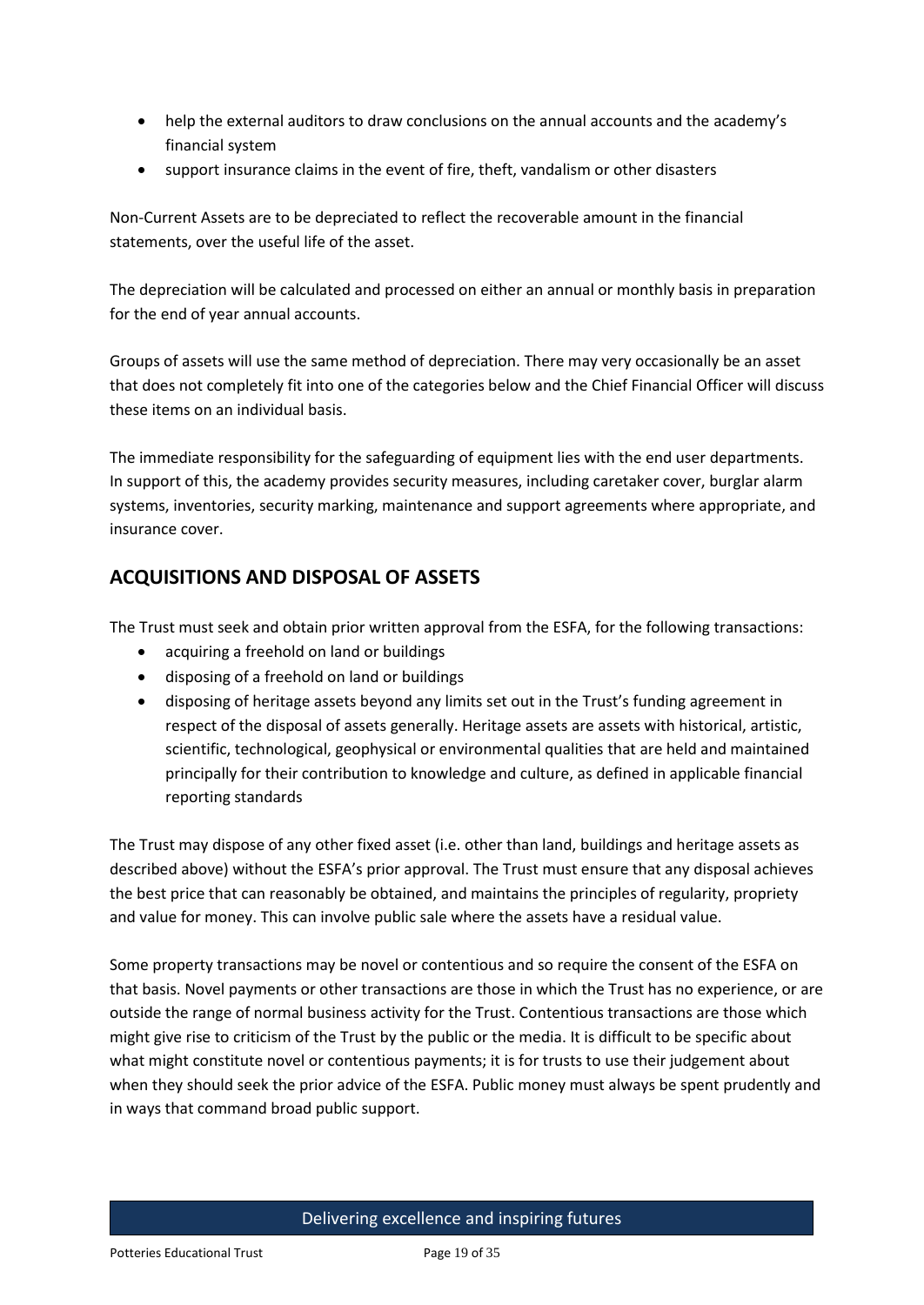- help the external auditors to draw conclusions on the annual accounts and the academy's financial system
- support insurance claims in the event of fire, theft, vandalism or other disasters

Non-Current Assets are to be depreciated to reflect the recoverable amount in the financial statements, over the useful life of the asset.

The depreciation will be calculated and processed on either an annual or monthly basis in preparation for the end of year annual accounts.

Groups of assets will use the same method of depreciation. There may very occasionally be an asset that does not completely fit into one of the categories below and the Chief Financial Officer will discuss these items on an individual basis.

The immediate responsibility for the safeguarding of equipment lies with the end user departments. In support of this, the academy provides security measures, including caretaker cover, burglar alarm systems, inventories, security marking, maintenance and support agreements where appropriate, and insurance cover.

## ACQUISITIONS AND DISPOSAL OF ASSETS

The Trust must seek and obtain prior written approval from the ESFA, for the following transactions:

- acquiring a freehold on land or buildings
- disposing of a freehold on land or buildings
- disposing of heritage assets beyond any limits set out in the Trust's funding agreement in respect of the disposal of assets generally. Heritage assets are assets with historical, artistic, scientific, technological, geophysical or environmental qualities that are held and maintained principally for their contribution to knowledge and culture, as defined in applicable financial reporting standards

The Trust may dispose of any other fixed asset (i.e. other than land, buildings and heritage assets as described above) without the ESFA's prior approval. The Trust must ensure that any disposal achieves the best price that can reasonably be obtained, and maintains the principles of regularity, propriety and value for money. This can involve public sale where the assets have a residual value.

Some property transactions may be novel or contentious and so require the consent of the ESFA on that basis. Novel payments or other transactions are those in which the Trust has no experience, or are outside the range of normal business activity for the Trust. Contentious transactions are those which might give rise to criticism of the Trust by the public or the media. It is difficult to be specific about what might constitute novel or contentious payments; it is for trusts to use their judgement about when they should seek the prior advice of the ESFA. Public money must always be spent prudently and in ways that command broad public support.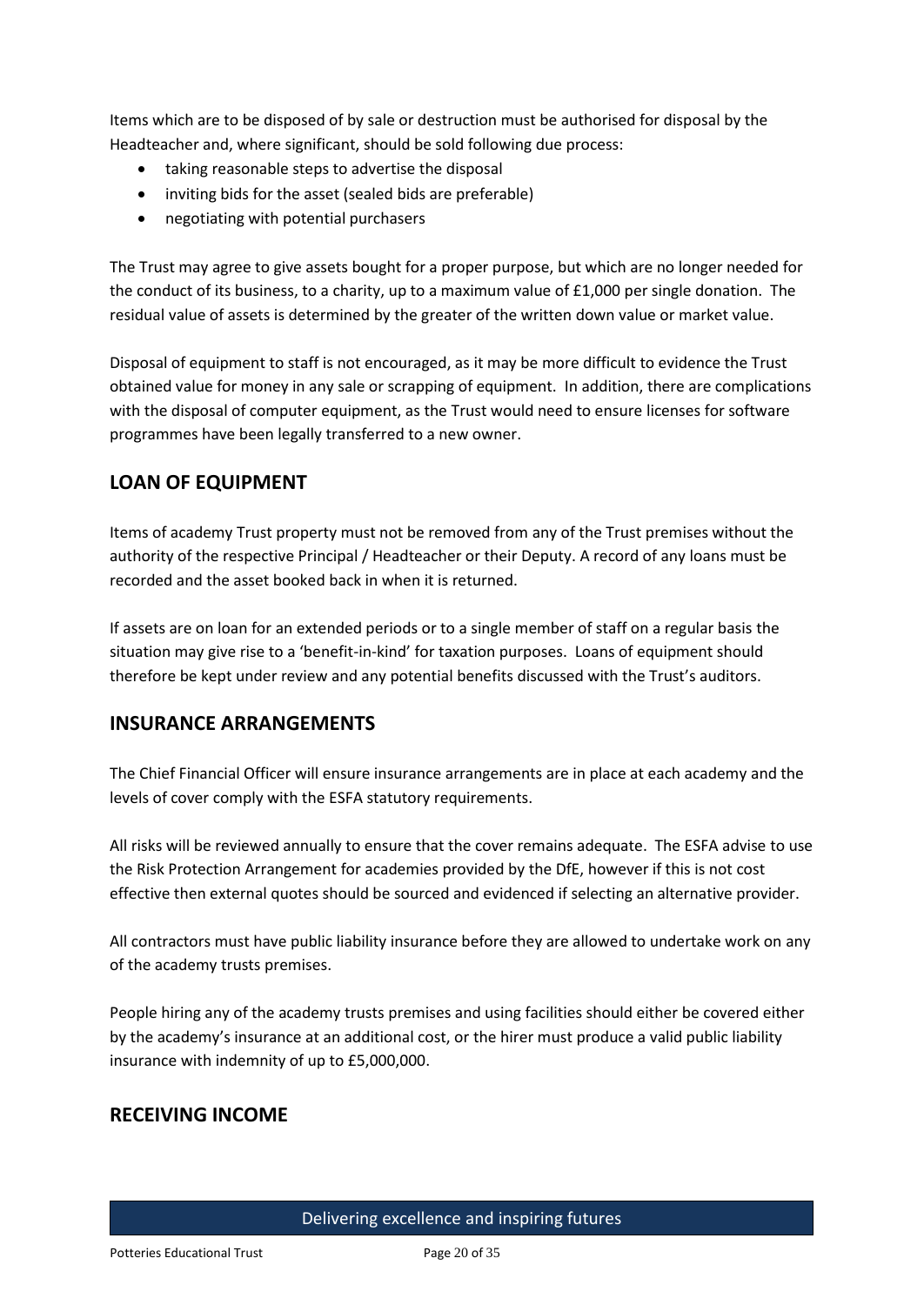Items which are to be disposed of by sale or destruction must be authorised for disposal by the Headteacher and, where significant, should be sold following due process:

- taking reasonable steps to advertise the disposal
- inviting bids for the asset (sealed bids are preferable)
- negotiating with potential purchasers

The Trust may agree to give assets bought for a proper purpose, but which are no longer needed for the conduct of its business, to a charity, up to a maximum value of £1,000 per single donation. The residual value of assets is determined by the greater of the written down value or market value.

Disposal of equipment to staff is not encouraged, as it may be more difficult to evidence the Trust obtained value for money in any sale or scrapping of equipment. In addition, there are complications with the disposal of computer equipment, as the Trust would need to ensure licenses for software programmes have been legally transferred to a new owner.

## LOAN OF EQUIPMENT

Items of academy Trust property must not be removed from any of the Trust premises without the authority of the respective Principal / Headteacher or their Deputy. A record of any loans must be recorded and the asset booked back in when it is returned.

If assets are on loan for an extended periods or to a single member of staff on a regular basis the situation may give rise to a 'benefit-in-kind' for taxation purposes. Loans of equipment should therefore be kept under review and any potential benefits discussed with the Trust's auditors.

## INSURANCE ARRANGEMENTS

The Chief Financial Officer will ensure insurance arrangements are in place at each academy and the levels of cover comply with the ESFA statutory requirements.

All risks will be reviewed annually to ensure that the cover remains adequate. The ESFA advise to use the Risk Protection Arrangement for academies provided by the DfE, however if this is not cost effective then external quotes should be sourced and evidenced if selecting an alternative provider.

All contractors must have public liability insurance before they are allowed to undertake work on any of the academy trusts premises.

People hiring any of the academy trusts premises and using facilities should either be covered either by the academy's insurance at an additional cost, or the hirer must produce a valid public liability insurance with indemnity of up to £5,000,000.

## RECEIVING INCOME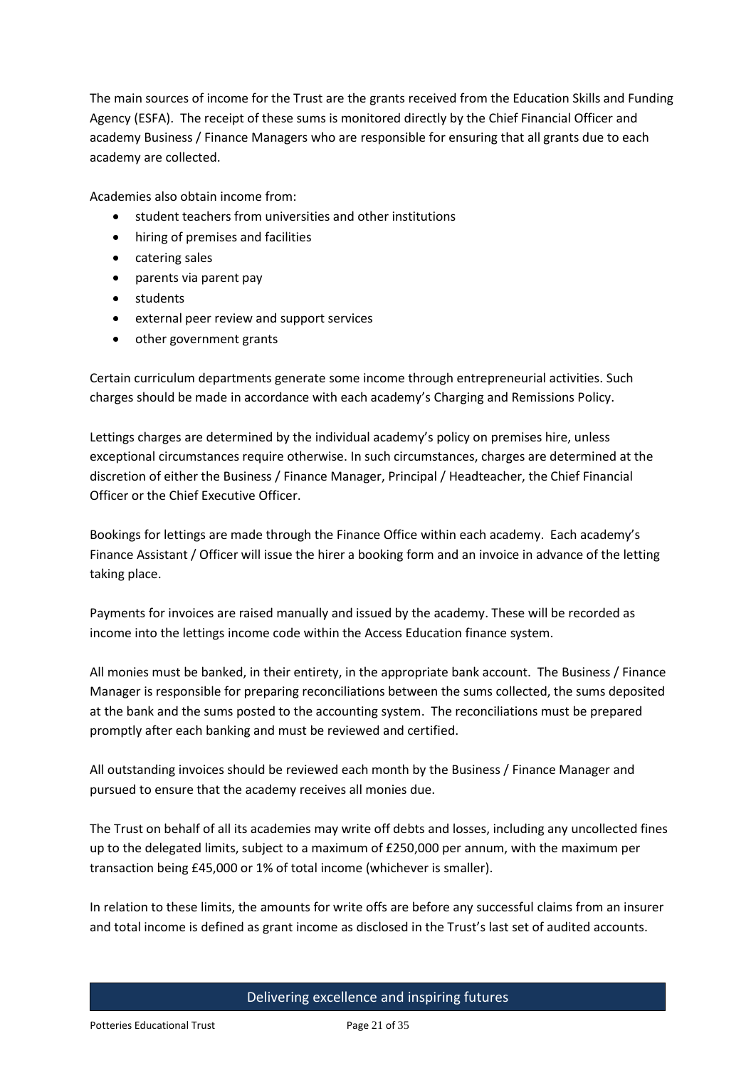The main sources of income for the Trust are the grants received from the Education Skills and Funding Agency (ESFA). The receipt of these sums is monitored directly by the Chief Financial Officer and academy Business / Finance Managers who are responsible for ensuring that all grants due to each academy are collected.

Academies also obtain income from:

- student teachers from universities and other institutions
- hiring of premises and facilities
- catering sales
- parents via parent pay
- students
- external peer review and support services
- other government grants

Certain curriculum departments generate some income through entrepreneurial activities. Such charges should be made in accordance with each academy's Charging and Remissions Policy.

Lettings charges are determined by the individual academy's policy on premises hire, unless exceptional circumstances require otherwise. In such circumstances, charges are determined at the discretion of either the Business / Finance Manager, Principal / Headteacher, the Chief Financial Officer or the Chief Executive Officer.

Bookings for lettings are made through the Finance Office within each academy. Each academy's Finance Assistant / Officer will issue the hirer a booking form and an invoice in advance of the letting taking place.

Payments for invoices are raised manually and issued by the academy. These will be recorded as income into the lettings income code within the Access Education finance system.

All monies must be banked, in their entirety, in the appropriate bank account. The Business / Finance Manager is responsible for preparing reconciliations between the sums collected, the sums deposited at the bank and the sums posted to the accounting system. The reconciliations must be prepared promptly after each banking and must be reviewed and certified.

All outstanding invoices should be reviewed each month by the Business / Finance Manager and pursued to ensure that the academy receives all monies due.

The Trust on behalf of all its academies may write off debts and losses, including any uncollected fines up to the delegated limits, subject to a maximum of £250,000 per annum, with the maximum per transaction being £45,000 or 1% of total income (whichever is smaller).

In relation to these limits, the amounts for write offs are before any successful claims from an insurer and total income is defined as grant income as disclosed in the Trust's last set of audited accounts.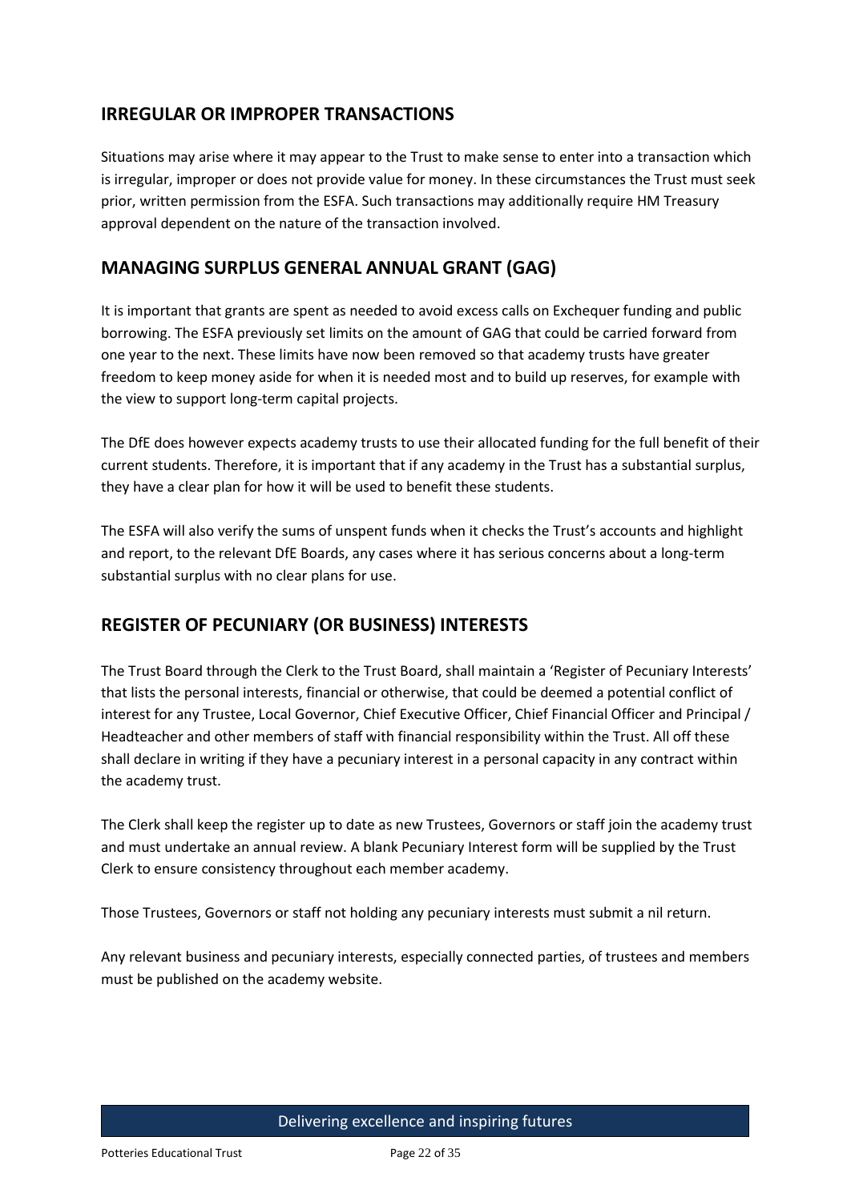## IRREGULAR OR IMPROPER TRANSACTIONS

Situations may arise where it may appear to the Trust to make sense to enter into a transaction which is irregular, improper or does not provide value for money. In these circumstances the Trust must seek prior, written permission from the ESFA. Such transactions may additionally require HM Treasury approval dependent on the nature of the transaction involved.

## MANAGING SURPLUS GENERAL ANNUAL GRANT (GAG)

It is important that grants are spent as needed to avoid excess calls on Exchequer funding and public borrowing. The ESFA previously set limits on the amount of GAG that could be carried forward from one year to the next. These limits have now been removed so that academy trusts have greater freedom to keep money aside for when it is needed most and to build up reserves, for example with the view to support long-term capital projects.

The DfE does however expects academy trusts to use their allocated funding for the full benefit of their current students. Therefore, it is important that if any academy in the Trust has a substantial surplus, they have a clear plan for how it will be used to benefit these students.

The ESFA will also verify the sums of unspent funds when it checks the Trust's accounts and highlight and report, to the relevant DfE Boards, any cases where it has serious concerns about a long-term substantial surplus with no clear plans for use.

## REGISTER OF PECUNIARY (OR BUSINESS) INTERESTS

The Trust Board through the Clerk to the Trust Board, shall maintain a 'Register of Pecuniary Interests' that lists the personal interests, financial or otherwise, that could be deemed a potential conflict of interest for any Trustee, Local Governor, Chief Executive Officer, Chief Financial Officer and Principal / Headteacher and other members of staff with financial responsibility within the Trust. All off these shall declare in writing if they have a pecuniary interest in a personal capacity in any contract within the academy trust.

The Clerk shall keep the register up to date as new Trustees, Governors or staff join the academy trust and must undertake an annual review. A blank Pecuniary Interest form will be supplied by the Trust Clerk to ensure consistency throughout each member academy.

Those Trustees, Governors or staff not holding any pecuniary interests must submit a nil return.

Any relevant business and pecuniary interests, especially connected parties, of trustees and members must be published on the academy website.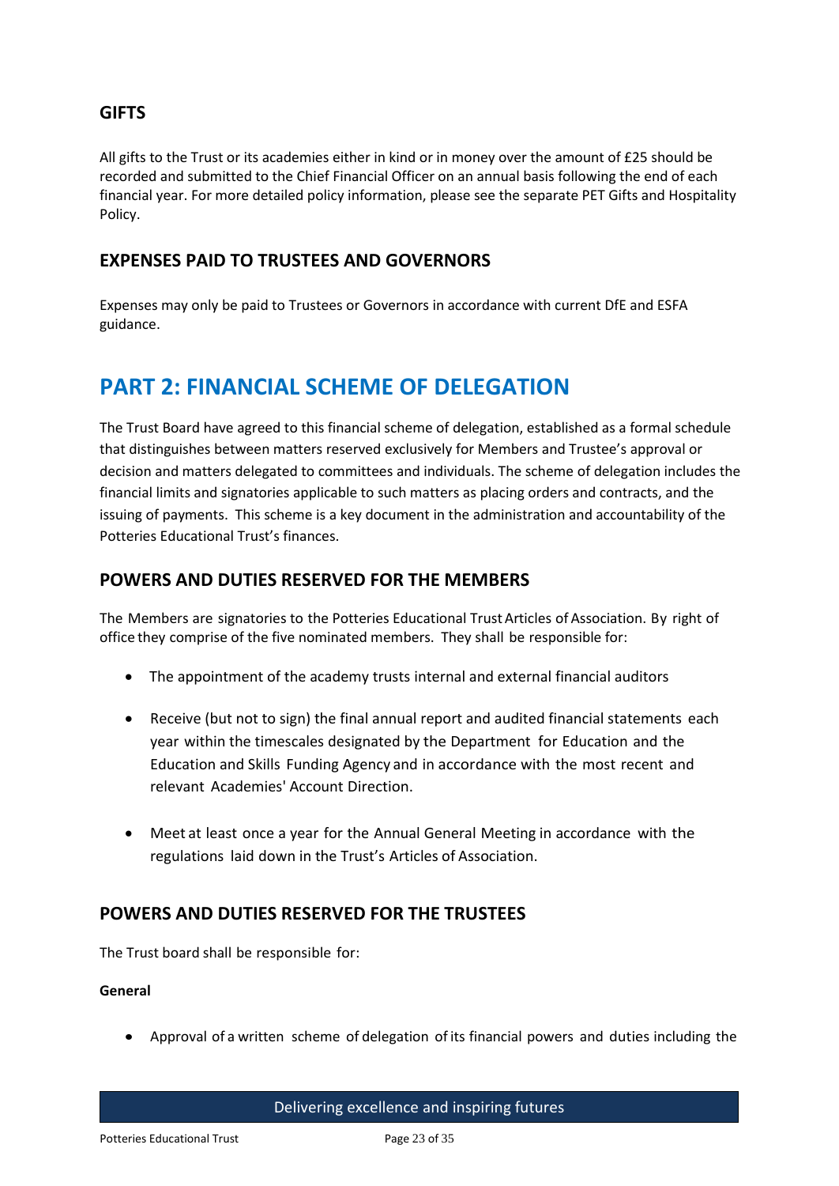## GIFTS

All gifts to the Trust or its academies either in kind or in money over the amount of £25 should be recorded and submitted to the Chief Financial Officer on an annual basis following the end of each financial year. For more detailed policy information, please see the separate PET Gifts and Hospitality Policy.

## EXPENSES PAID TO TRUSTEES AND GOVERNORS

Expenses may only be paid to Trustees or Governors in accordance with current DfE and ESFA guidance.

# PART 2: FINANCIAL SCHEME OF DELEGATION

The Trust Board have agreed to this financial scheme of delegation, established as a formal schedule that distinguishes between matters reserved exclusively for Members and Trustee's approval or decision and matters delegated to committees and individuals. The scheme of delegation includes the financial limits and signatories applicable to such matters as placing orders and contracts, and the issuing of payments. This scheme is a key document in the administration and accountability of the Potteries Educational Trust's finances.

## POWERS AND DUTIES RESERVED FOR THE MEMBERS

The Members are signatories to the Potteries Educational Trust Articles of Association. By right of office they comprise of the five nominated members. They shall be responsible for:

- The appointment of the academy trusts internal and external financial auditors
- Receive (but not to sign) the final annual report and audited financial statements each year within the timescales designated by the Department for Education and the Education and Skills Funding Agency and in accordance with the most recent and relevant Academies' Account Direction.
- Meet at least once a year for the Annual General Meeting in accordance with the regulations laid down in the Trust's Articles of Association.

## POWERS AND DUTIES RESERVED FOR THE TRUSTEES

The Trust board shall be responsible for:

**General**

- Approval of a written scheme of delegation of its financial powers and duties including the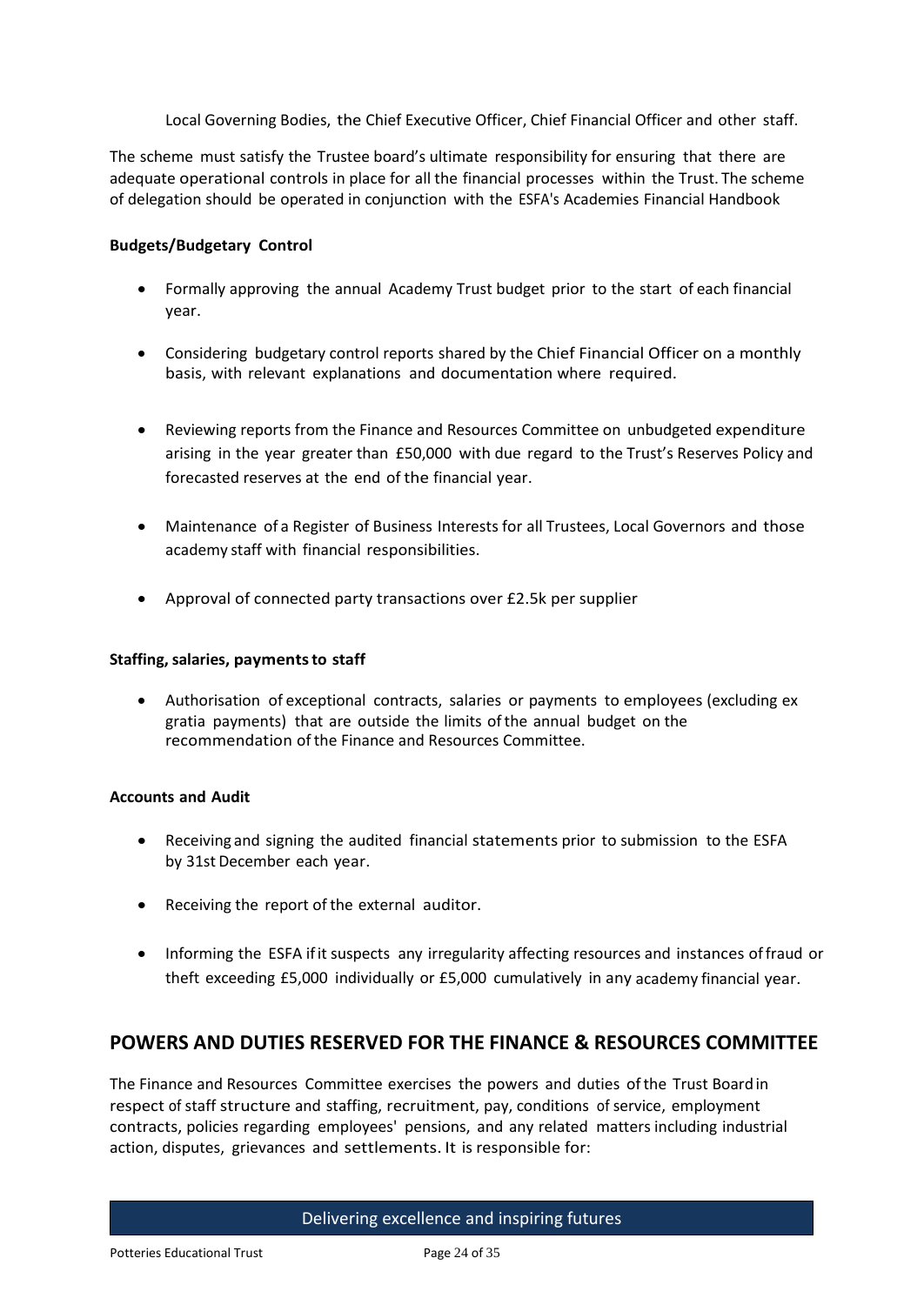Local Governing Bodies, the Chief Executive Officer, Chief Financial Officer and other staff.

The scheme must satisfy the Trustee board's ultimate responsibility for ensuring that there are adequate operational controls in place for all the financial processes within the Trust. The scheme of delegation should be operated in conjunction with the ESFA's Academies Financial Handbook

**Budgets/Budgetary Control**

- Formally approving the annual Academy Trust budget prior to the start of each financial year.
- Considering budgetary control reports shared by the Chief Financial Officer on a monthly basis, with relevant explanations and documentation where required.
- Reviewing reports from the Finance and Resources Committee on unbudgeted expenditure arising in the year greater than £50,000 with due regard to the Trust's Reserves Policy and forecasted reserves at the end of the financial year.
- Maintenance of a Register of Business Interests for all Trustees, Local Governors and those academy staff with financial responsibilities.
- Approval of connected party transactions over £2.5k per supplier

**Staffing, salaries, payments to staff**

- Authorisation of exceptional contracts, salaries or payments to employees (excluding ex gratia payments) that are outside the limits of the annual budget on the recommendation of the Finance and Resources Committee.

**Accounts and Audit**

- Receiving and signing the audited financial statements prior to submission to the ESFA by 31st December each year.
- Receiving the report of the external auditor.
- Informing the ESFA if it suspects any irregularity affecting resources and instances of fraud or theft exceeding £5,000 individually or £5,000 cumulatively in any academy financial year.

## POWERS AND DUTIES RESERVED FOR THE FINANCE & RESOURCES COMMITTEE

The Finance and Resources Committee exercises the powers and duties of the Trust Board in respect of staff structure and staffing, recruitment, pay, conditions of service, employment contracts, policies regarding employees' pensions, and any related matters including industrial action, disputes, grievances and settlements. It is responsible for: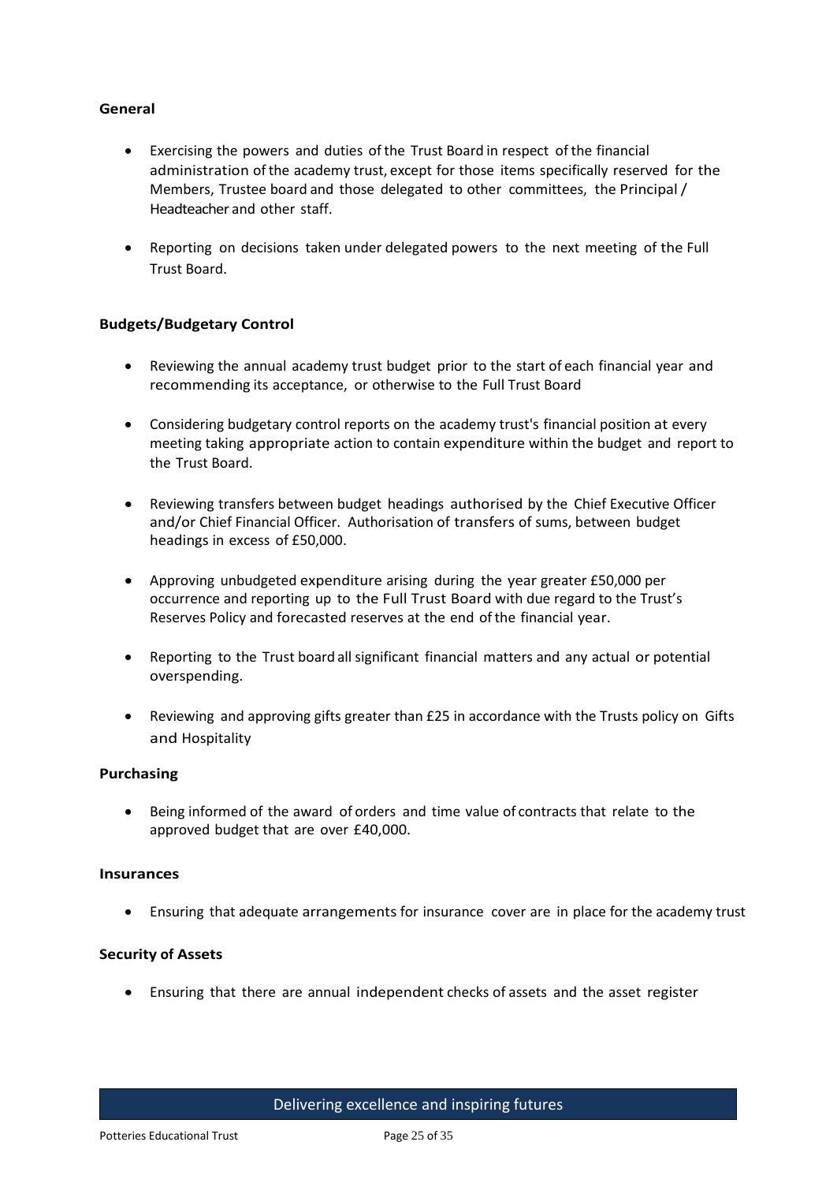**General**

- Exercising the powers and duties of the Trust Board in respect of the financial administration of the academy trust, except for those items specifically reserved for the Members, Trustee board and those delegated to other committees, the Principal / Headteacher and other staff.
- Reporting on decisions taken under delegated powers to the next meeting of the Full Trust Board.

**Budgets/Budgetary Control**

- Reviewing the annual academy trust budget prior to the start of each financial year and recommending its acceptance, or otherwise to the Full Trust Board
- Considering budgetary control reports on the academy trust's financial position at every meeting taking appropriate action to contain expenditure within the budget and report to the Trust Board.
- Reviewing transfers between budget headings authorised by the Chief Executive Officer and/or Chief Financial Officer. Authorisation of transfers of sums, between budget headings in excess of £50,000.
- Approving unbudgeted expenditure arising during the year greater £50,000 per occurrence and reporting up to the Full Trust Board with due regard to the Trust's Reserves Policy and forecasted reserves at the end of the financial year.
- Reporting to the Trust board all significant financial matters and any actual or potential overspending.
- Reviewing and approving gifts greater than £25 in accordance with the Trusts policy on Gifts and Hospitality

**Purchasing**

- Being informed of the award of orders and time value of contracts that relate to the approved budget that are over £40,000.

**Insurances**

- Ensuring that adequate arrangements for insurance cover are in place for the academy trust

**Security of Assets**

- Ensuring that there are annual independent checks of assets and the asset register

Delivering excellence and inspiring futures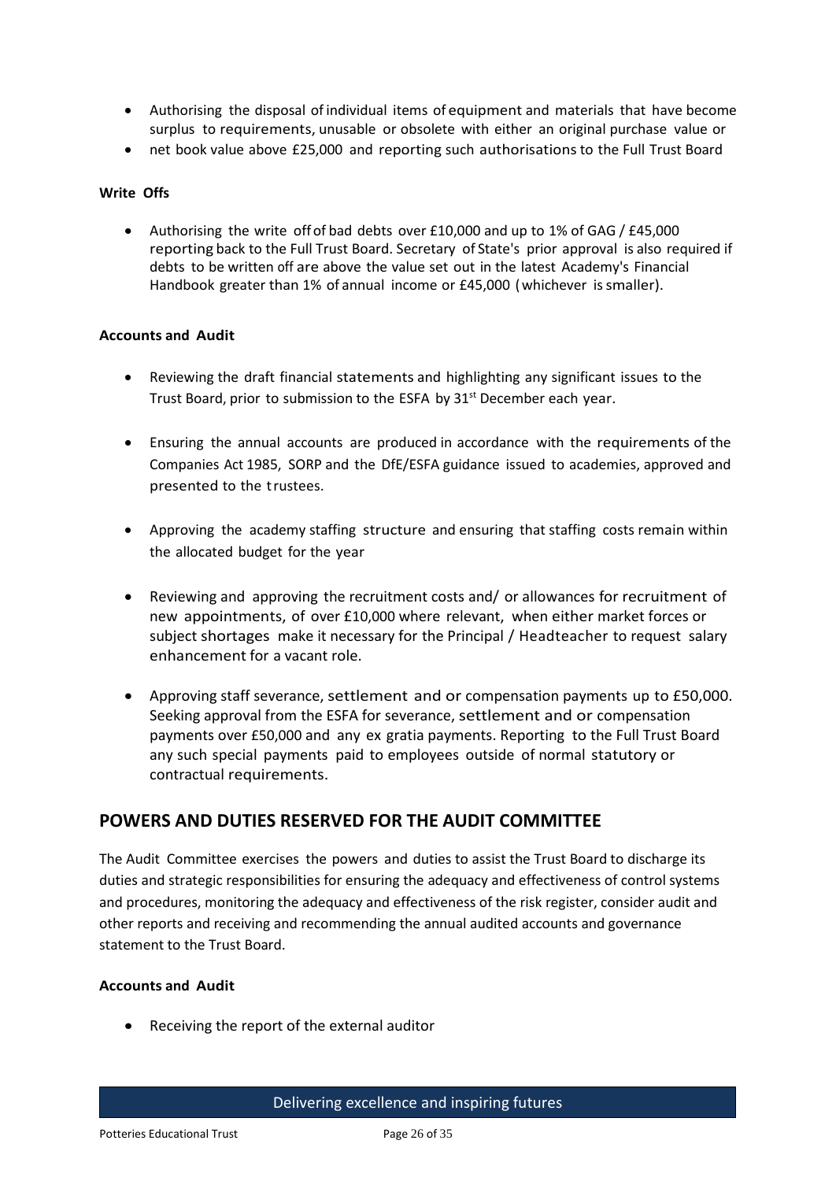- Authorising the disposal of individual items of equipment and materials that have become surplus to requirements, unusable or obsolete with either an original purchase value or
- net book value above £25,000 and reporting such authorisations to the Full Trust Board

**Write Offs**

- Authorising the write off of bad debts over £10,000 and up to 1% of GAG / £45,000 reporting back to the Full Trust Board. Secretary of State's prior approval is also required if debts to be written off are above the value set out in the latest Academy's Financial Handbook greater than 1% of annual income or £45,000 (whichever is smaller).

**Accounts and Audit**

- Reviewing the draft financial statements and highlighting any significant issues to the Trust Board, prior to submission to the ESFA by 31st December each year.
- Ensuring the annual accounts are produced in accordance with the requirements of the Companies Act 1985, SORP and the DfE/ESFA guidance issued to academies, approved and presented to the trustees.
- Approving the academy staffing structure and ensuring that staffing costs remain within the allocated budget for the year
- Reviewing and approving the recruitment costs and/ or allowances for recruitment of new appointments, of over £10,000 where relevant, when either market forces or subject shortages make it necessary for the Principal / Headteacher to request salary enhancement for a vacant role.
- Approving staff severance, settlement and or compensation payments up to £50,000. Seeking approval from the ESFA for severance, settlement and or compensation payments over £50,000 and any ex gratia payments. Reporting to the Full Trust Board any such special payments paid to employees outside of normal statutory or contractual requirements.

## POWERS AND DUTIES RESERVED FOR THE AUDIT COMMITTEE

The Audit Committee exercises the powers and duties to assist the Trust Board to discharge its duties and strategic responsibilities for ensuring the adequacy and effectiveness of control systems and procedures, monitoring the adequacy and effectiveness of the risk register, consider audit and other reports and receiving and recommending the annual audited accounts and governance statement to the Trust Board.

**Accounts and Audit**

- Receiving the report of the external auditor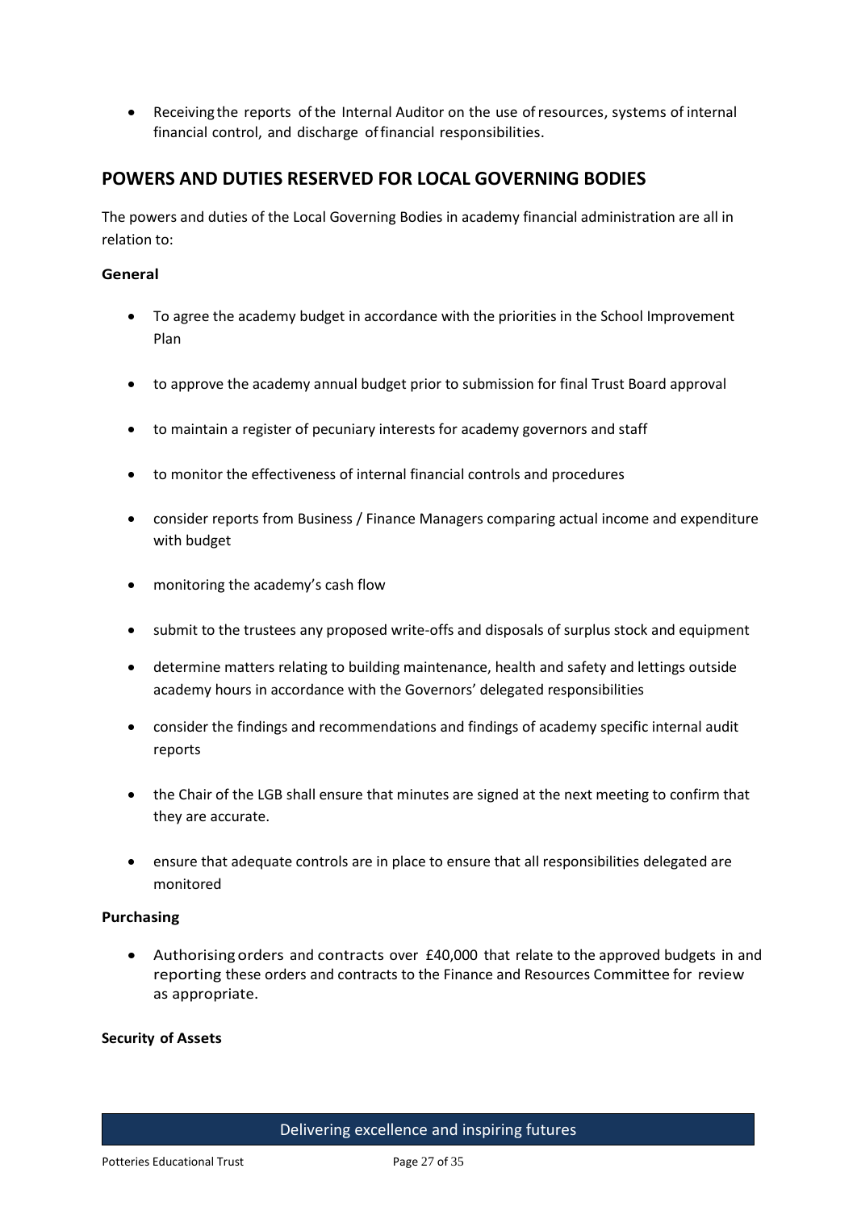- Receiving the reports of the Internal Auditor on the use of resources, systems of internal financial control, and discharge of financial responsibilities.

## POWERS AND DUTIES RESERVED FOR LOCAL GOVERNING BODIES

The powers and duties of the Local Governing Bodies in academy financial administration are all in relation to:

**General**

- To agree the academy budget in accordance with the priorities in the School Improvement Plan
- to approve the academy annual budget prior to submission for final Trust Board approval
- to maintain a register of pecuniary interests for academy governors and staff
- to monitor the effectiveness of internal financial controls and procedures
- consider reports from Business / Finance Managers comparing actual income and expenditure with budget
- monitoring the academy's cash flow
- submit to the trustees any proposed write-offs and disposals of surplus stock and equipment
- determine matters relating to building maintenance, health and safety and lettings outside academy hours in accordance with the Governors' delegated responsibilities
- consider the findings and recommendations and findings of academy specific internal audit reports
- the Chair of the LGB shall ensure that minutes are signed at the next meeting to confirm that they are accurate.
- ensure that adequate controls are in place to ensure that all responsibilities delegated are monitored

**Purchasing**

- Authorising orders and contracts over £40,000 that relate to the approved budgets in and reporting these orders and contracts to the Finance and Resources Committee for review as appropriate.

**Security of Assets**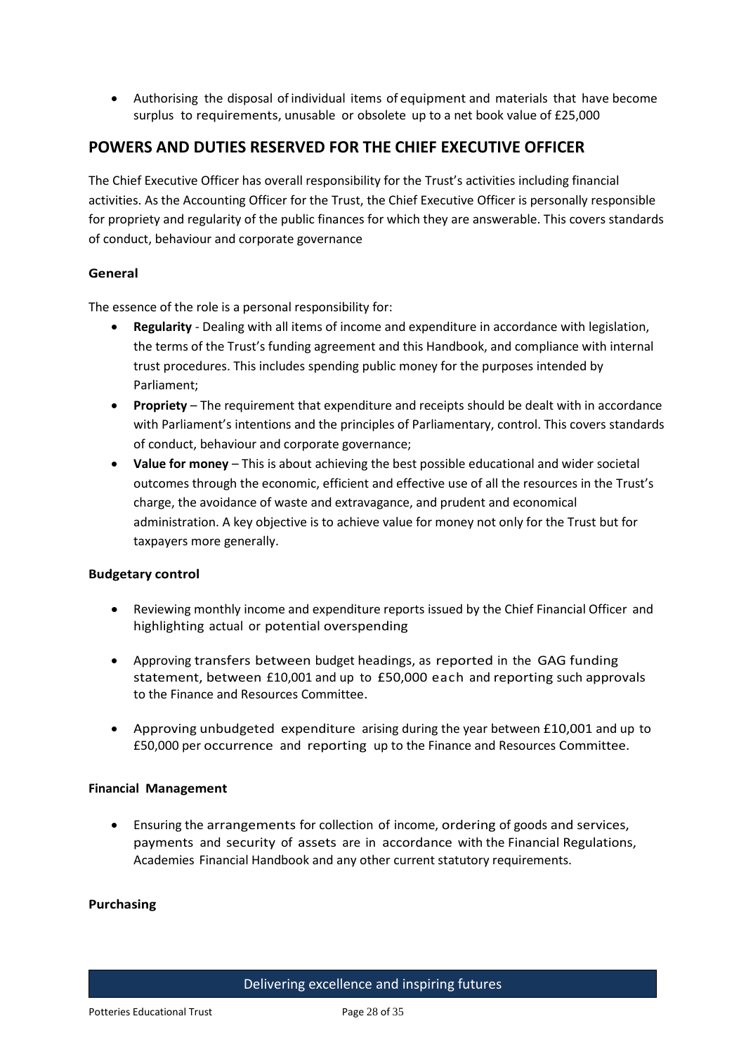- Authorising the disposal of individual items of equipment and materials that have become surplus to requirements, unusable or obsolete up to a net book value of £25,000

## POWERS AND DUTIES RESERVED FOR THE CHIEF EXECUTIVE OFFICER

The Chief Executive Officer has overall responsibility for the Trust's activities including financial activities. As the Accounting Officer for the Trust, the Chief Executive Officer is personally responsible for propriety and regularity of the public finances for which they are answerable. This covers standards of conduct, behaviour and corporate governance

### General

The essence of the role is a personal responsibility for:

- **Regularity** - Dealing with all items of income and expenditure in accordance with legislation, the terms of the Trust's funding agreement and this Handbook, and compliance with internal trust procedures. This includes spending public money for the purposes intended by Parliament;
- **Propriety** – The requirement that expenditure and receipts should be dealt with in accordance with Parliament's intentions and the principles of Parliamentary, control. This covers standards of conduct, behaviour and corporate governance;
- **Value for money** – This is about achieving the best possible educational and wider societal outcomes through the economic, efficient and effective use of all the resources in the Trust's charge, the avoidance of waste and extravagance, and prudent and economical administration. A key objective is to achieve value for money not only for the Trust but for taxpayers more generally.

### Budgetary control

- Reviewing monthly income and expenditure reports issued by the Chief Financial Officer and highlighting actual or potential overspending
- Approving transfers between budget headings, as reported in the GAG funding statement, between £10,001 and up to £50,000 each and reporting such approvals to the Finance and Resources Committee.
- Approving unbudgeted expenditure arising during the year between £10,001 and up to £50,000 per occurrence and reporting up to the Finance and Resources Committee.

### Financial Management

- Ensuring the arrangements for collection of income, ordering of goods and services, payments and security of assets are in accordance with the Financial Regulations, Academies Financial Handbook and any other current statutory requirements.

### Purchasing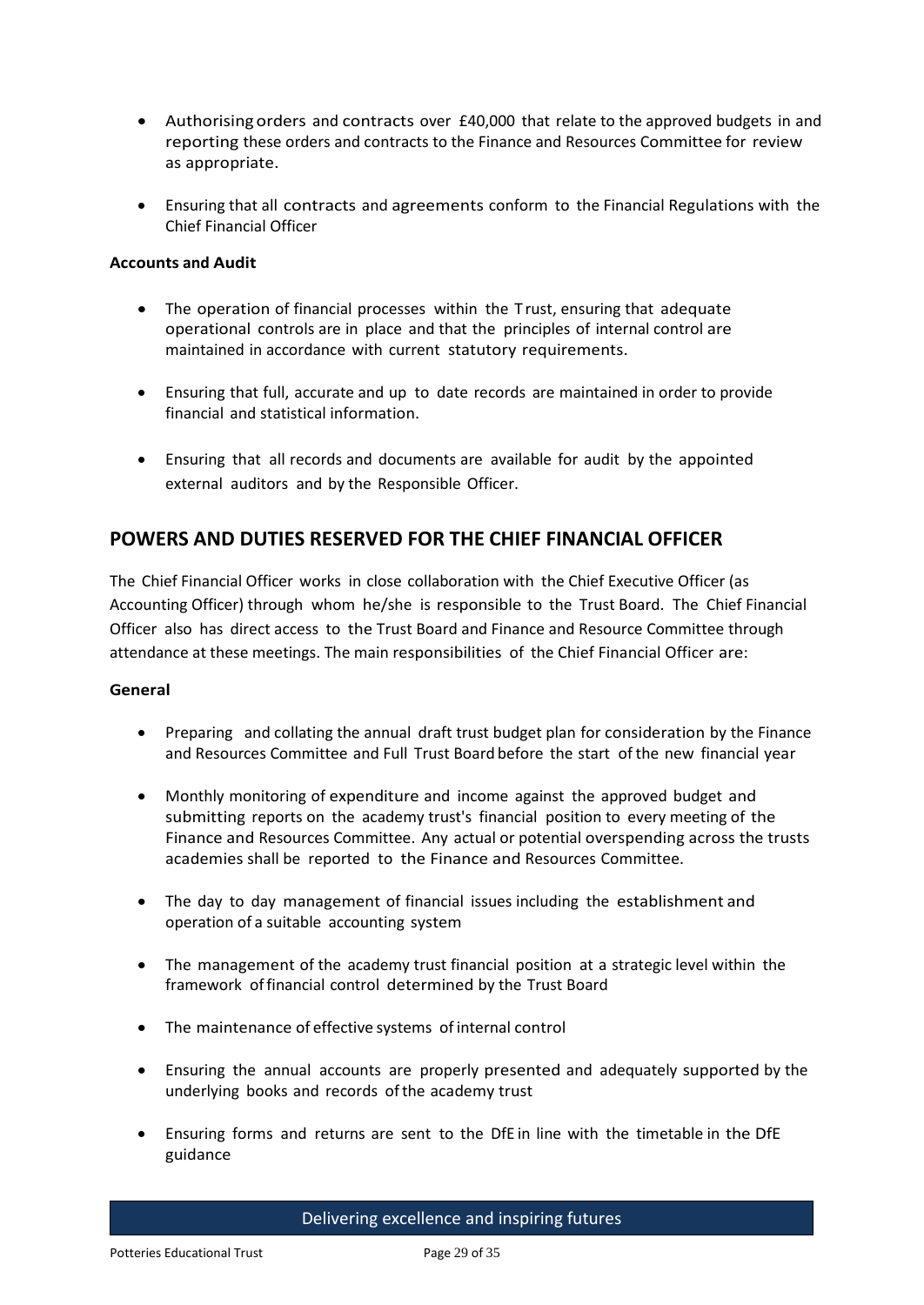- Authorising orders and contracts over £40,000 that relate to the approved budgets in and reporting these orders and contracts to the Finance and Resources Committee for review as appropriate.

- Ensuring that all contracts and agreements conform to the Financial Regulations with the Chief Financial Officer

**Accounts and Audit**

- The operation of financial processes within the Trust, ensuring that adequate operational controls are in place and that the principles of internal control are maintained in accordance with current statutory requirements.

- Ensuring that full, accurate and up to date records are maintained in order to provide financial and statistical information.

- Ensuring that all records and documents are available for audit by the appointed external auditors and by the Responsible Officer.

## POWERS AND DUTIES RESERVED FOR THE CHIEF FINANCIAL OFFICER

The Chief Financial Officer works in close collaboration with the Chief Executive Officer (as Accounting Officer) through whom he/she is responsible to the Trust Board. The Chief Financial Officer also has direct access to the Trust Board and Finance and Resource Committee through attendance at these meetings. The main responsibilities of the Chief Financial Officer are:

**General**

- Preparing and collating the annual draft trust budget plan for consideration by the Finance and Resources Committee and Full Trust Board before the start of the new financial year

- Monthly monitoring of expenditure and income against the approved budget and submitting reports on the academy trust's financial position to every meeting of the Finance and Resources Committee. Any actual or potential overspending across the trusts academies shall be reported to the Finance and Resources Committee.

- The day to day management of financial issues including the establishment and operation of a suitable accounting system

- The management of the academy trust financial position at a strategic level within the framework of financial control determined by the Trust Board

- The maintenance of effective systems of internal control

- Ensuring the annual accounts are properly presented and adequately supported by the underlying books and records of the academy trust

- Ensuring forms and returns are sent to the DfE in line with the timetable in the DfE guidance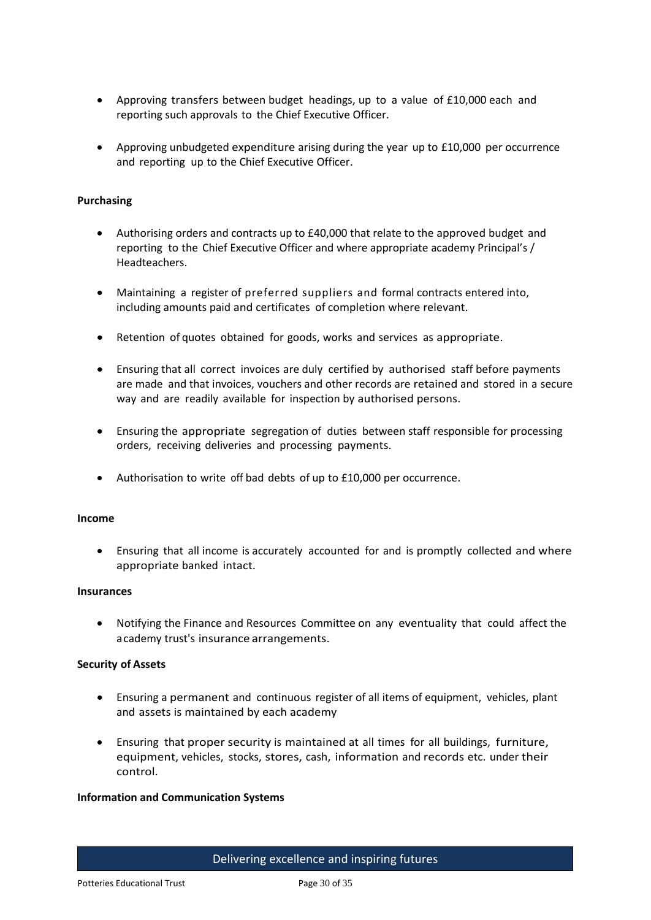- Approving transfers between budget headings, up to a value of £10,000 each and reporting such approvals to the Chief Executive Officer.

- Approving unbudgeted expenditure arising during the year up to £10,000 per occurrence and reporting up to the Chief Executive Officer.

**Purchasing**

- Authorising orders and contracts up to £40,000 that relate to the approved budget and reporting to the Chief Executive Officer and where appropriate academy Principal's / Headteachers.

- Maintaining a register of preferred suppliers and formal contracts entered into, including amounts paid and certificates of completion where relevant.

- Retention of quotes obtained for goods, works and services as appropriate.

- Ensuring that all correct invoices are duly certified by authorised staff before payments are made and that invoices, vouchers and other records are retained and stored in a secure way and are readily available for inspection by authorised persons.

- Ensuring the appropriate segregation of duties between staff responsible for processing orders, receiving deliveries and processing payments.

- Authorisation to write off bad debts of up to £10,000 per occurrence.

**Income**

- Ensuring that all income is accurately accounted for and is promptly collected and where appropriate banked intact.

**Insurances**

- Notifying the Finance and Resources Committee on any eventuality that could affect the academy trust's insurance arrangements.

**Security of Assets**

- Ensuring a permanent and continuous register of all items of equipment, vehicles, plant and assets is maintained by each academy

- Ensuring that proper security is maintained at all times for all buildings, furniture, equipment, vehicles, stocks, stores, cash, information and records etc. under their control.

**Information and Communication Systems**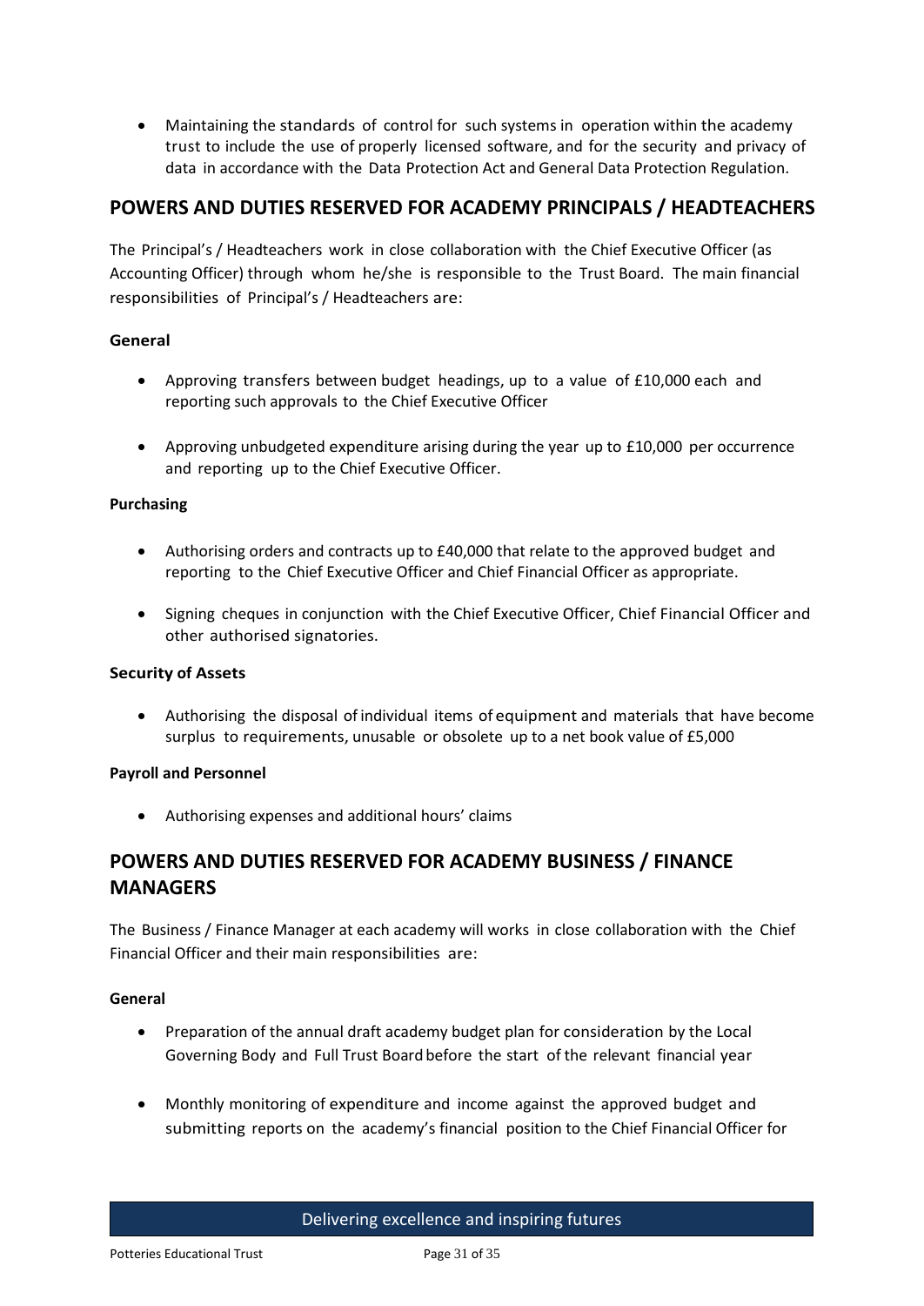- Maintaining the standards of control for such systems in operation within the academy trust to include the use of properly licensed software, and for the security and privacy of data in accordance with the Data Protection Act and General Data Protection Regulation.

## POWERS AND DUTIES RESERVED FOR ACADEMY PRINCIPALS / HEADTEACHERS

The Principal's / Headteachers work in close collaboration with the Chief Executive Officer (as Accounting Officer) through whom he/she is responsible to the Trust Board. The main financial responsibilities of Principal's / Headteachers are:

**General**

- Approving transfers between budget headings, up to a value of £10,000 each and reporting such approvals to the Chief Executive Officer

- Approving unbudgeted expenditure arising during the year up to £10,000 per occurrence and reporting up to the Chief Executive Officer.

**Purchasing**

- Authorising orders and contracts up to £40,000 that relate to the approved budget and reporting to the Chief Executive Officer and Chief Financial Officer as appropriate.

- Signing cheques in conjunction with the Chief Executive Officer, Chief Financial Officer and other authorised signatories.

**Security of Assets**

- Authorising the disposal of individual items of equipment and materials that have become surplus to requirements, unusable or obsolete up to a net book value of £5,000

**Payroll and Personnel**

- Authorising expenses and additional hours' claims

## POWERS AND DUTIES RESERVED FOR ACADEMY BUSINESS / FINANCE MANAGERS

The Business / Finance Manager at each academy will works in close collaboration with the Chief Financial Officer and their main responsibilities are:

**General**

- Preparation of the annual draft academy budget plan for consideration by the Local Governing Body and Full Trust Board before the start of the relevant financial year

- Monthly monitoring of expenditure and income against the approved budget and submitting reports on the academy's financial position to the Chief Financial Officer for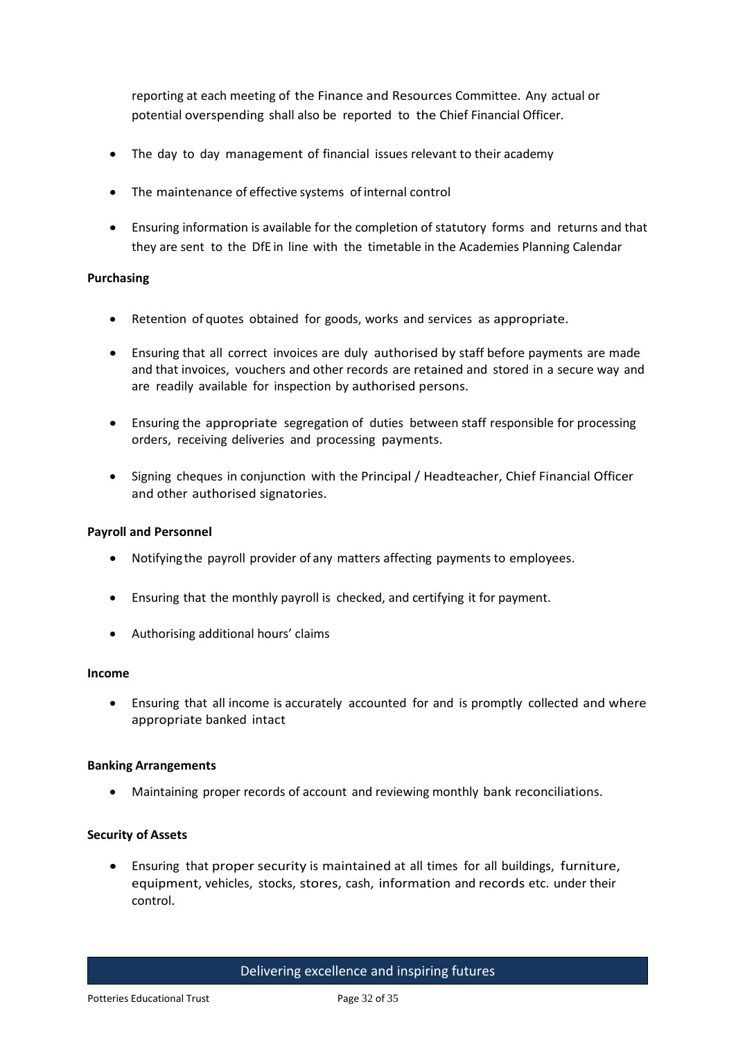reporting at each meeting of the Finance and Resources Committee. Any actual or potential overspending shall also be reported to the Chief Financial Officer.

- The day to day management of financial issues relevant to their academy
- The maintenance of effective systems of internal control
- Ensuring information is available for the completion of statutory forms and returns and that they are sent to the DfE in line with the timetable in the Academies Planning Calendar

**Purchasing**

- Retention of quotes obtained for goods, works and services as appropriate.
- Ensuring that all correct invoices are duly authorised by staff before payments are made and that invoices, vouchers and other records are retained and stored in a secure way and are readily available for inspection by authorised persons.
- Ensuring the appropriate segregation of duties between staff responsible for processing orders, receiving deliveries and processing payments.
- Signing cheques in conjunction with the Principal / Headteacher, Chief Financial Officer and other authorised signatories.

**Payroll and Personnel**

- Notifying the payroll provider of any matters affecting payments to employees.
- Ensuring that the monthly payroll is checked, and certifying it for payment.
- Authorising additional hours' claims

**Income**

- Ensuring that all income is accurately accounted for and is promptly collected and where appropriate banked intact

**Banking Arrangements**

- Maintaining proper records of account and reviewing monthly bank reconciliations.

**Security of Assets**

- Ensuring that proper security is maintained at all times for all buildings, furniture, equipment, vehicles, stocks, stores, cash, information and records etc. under their control.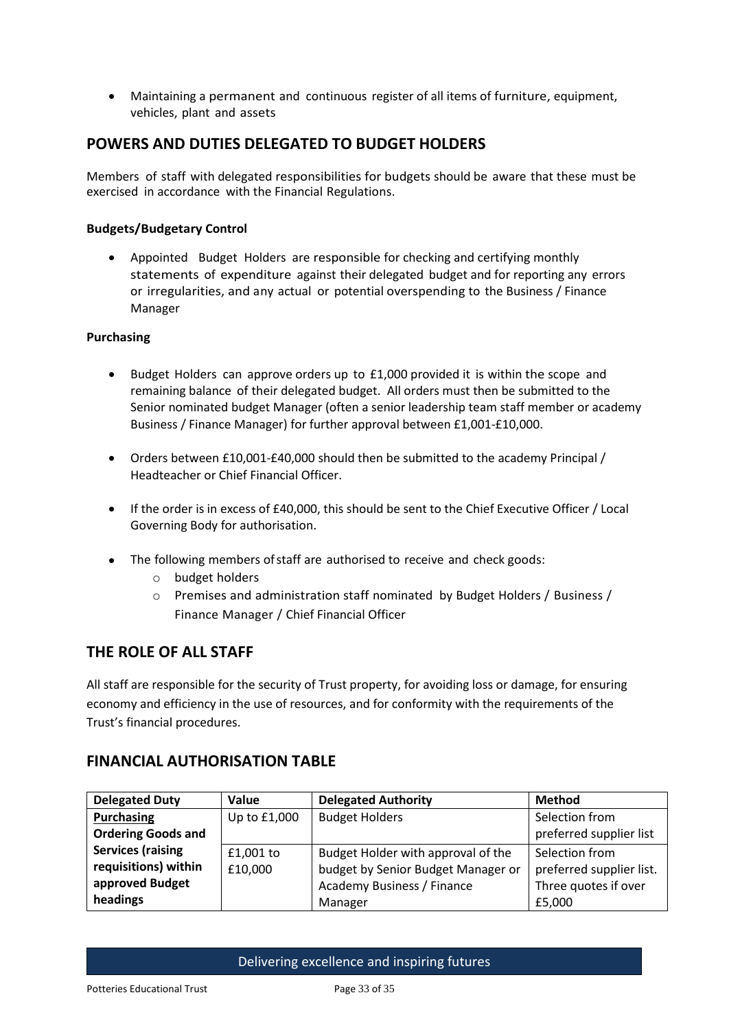- Maintaining a permanent and continuous register of all items of furniture, equipment, vehicles, plant and assets

## POWERS AND DUTIES DELEGATED TO BUDGET HOLDERS

Members of staff with delegated responsibilities for budgets should be aware that these must be exercised in accordance with the Financial Regulations.

**Budgets/Budgetary Control**

- Appointed Budget Holders are responsible for checking and certifying monthly statements of expenditure against their delegated budget and for reporting any errors or irregularities, and any actual or potential overspending to the Business / Finance Manager

**Purchasing**

- Budget Holders can approve orders up to £1,000 provided it is within the scope and remaining balance of their delegated budget. All orders must then be submitted to the Senior nominated budget Manager (often a senior leadership team staff member or academy Business / Finance Manager) for further approval between £1,001-£10,000.
- Orders between £10,001-£40,000 should then be submitted to the academy Principal / Headteacher or Chief Financial Officer.
- If the order is in excess of £40,000, this should be sent to the Chief Executive Officer / Local Governing Body for authorisation.
- The following members of staff are authorised to receive and check goods:
    - budget holders
    - Premises and administration staff nominated by Budget Holders / Business / Finance Manager / Chief Financial Officer

## THE ROLE OF ALL STAFF

All staff are responsible for the security of Trust property, for avoiding loss or damage, for ensuring economy and efficiency in the use of resources, and for conformity with the requirements of the Trust's financial procedures.

## FINANCIAL AUTHORISATION TABLE

| Delegated Duty | Value | Delegated Authority | Method |
|---|---|---|---|
| **Purchasing** **Ordering Goods and Services (raising requisitions) within approved Budget headings** | Up to £1,000 | Budget Holders | Selection from preferred supplier list |
| | £1,001 to £10,000 | Budget Holder with approval of the budget by Senior Budget Manager or Academy Business / Finance Manager | Selection from preferred supplier list. Three quotes if over £5,000 |

Delivering excellence and inspiring futures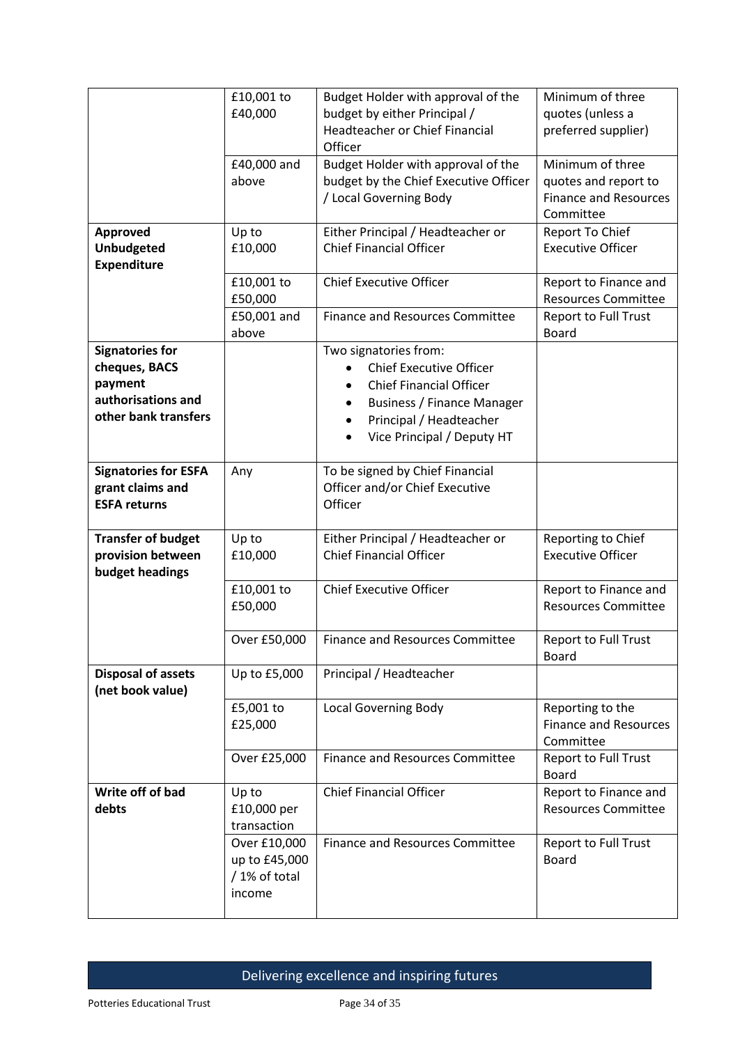| | | | |
|---|---|---|---|
| | £10,001 to £40,000 | Budget Holder with approval of the budget by either Principal / Headteacher or Chief Financial Officer | Minimum of three quotes (unless a preferred supplier) |
| | £40,000 and above | Budget Holder with approval of the budget by the Chief Executive Officer / Local Governing Body | Minimum of three quotes and report to Finance and Resources Committee |
| **Approved Unbudgeted Expenditure** | Up to £10,000 | Either Principal / Headteacher or Chief Financial Officer | Report To Chief Executive Officer |
| | £10,001 to £50,000 | Chief Executive Officer | Report to Finance and Resources Committee |
| | £50,001 and above | Finance and Resources Committee | Report to Full Trust Board |
| **Signatories for cheques, BACS payment authorisations and other bank transfers** | | Two signatories from:<br>• Chief Executive Officer<br>• Chief Financial Officer<br>• Business / Finance Manager<br>• Principal / Headteacher<br>• Vice Principal / Deputy HT | |
| **Signatories for ESFA grant claims and ESFA returns** | Any | To be signed by Chief Financial Officer and/or Chief Executive Officer | |
| **Transfer of budget provision between budget headings** | Up to £10,000 | Either Principal / Headteacher or Chief Financial Officer | Reporting to Chief Executive Officer |
| | £10,001 to £50,000 | Chief Executive Officer | Report to Finance and Resources Committee |
| | Over £50,000 | Finance and Resources Committee | Report to Full Trust Board |
| **Disposal of assets (net book value)** | Up to £5,000 | Principal / Headteacher | |
| | £5,001 to £25,000 | Local Governing Body | Reporting to the Finance and Resources Committee |
| | Over £25,000 | Finance and Resources Committee | Report to Full Trust Board |
| **Write off of bad debts** | Up to £10,000 per transaction | Chief Financial Officer | Report to Finance and Resources Committee |
| | Over £10,000 up to £45,000 / 1% of total income | Finance and Resources Committee | Report to Full Trust Board |

Delivering excellence and inspiring futures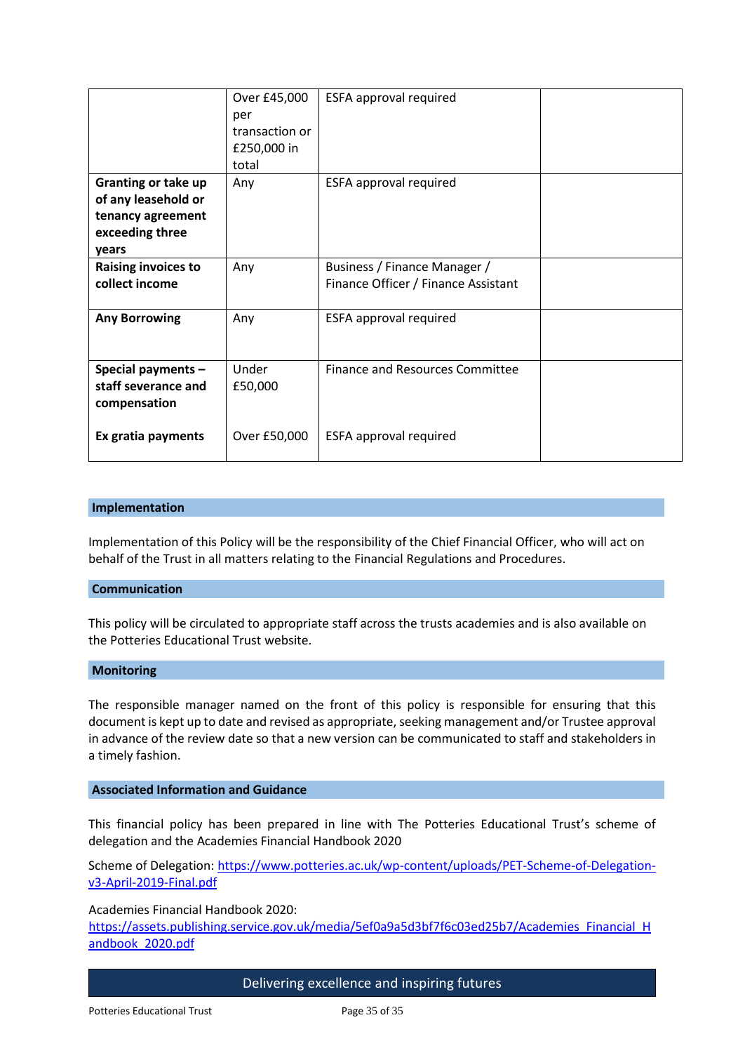| | | | |
|---|---|---|---|
| | Over £45,000 per transaction or £250,000 in total | ESFA approval required | |
| **Granting or take up of any leasehold or tenancy agreement exceeding three years** | Any | ESFA approval required | |
| **Raising invoices to collect income** | Any | Business / Finance Manager / Finance Officer / Finance Assistant | |
| **Any Borrowing** | Any | ESFA approval required | |
| **Special payments – staff severance and compensation**<br><br>**Ex gratia payments** | Under £50,000<br><br>Over £50,000 | Finance and Resources Committee<br><br>ESFA approval required | |

## Implementation

Implementation of this Policy will be the responsibility of the Chief Financial Officer, who will act on behalf of the Trust in all matters relating to the Financial Regulations and Procedures.

## Communication

This policy will be circulated to appropriate staff across the trusts academies and is also available on the Potteries Educational Trust website.

## Monitoring

The responsible manager named on the front of this policy is responsible for ensuring that this document is kept up to date and revised as appropriate, seeking management and/or Trustee approval in advance of the review date so that a new version can be communicated to staff and stakeholders in a timely fashion.

## Associated Information and Guidance

This financial policy has been prepared in line with The Potteries Educational Trust's scheme of delegation and the Academies Financial Handbook 2020

Scheme of Delegation: https://www.potteries.ac.uk/wp-content/uploads/PET-Scheme-of-Delegation-v3-April-2019-Final.pdf

Academies Financial Handbook 2020:
https://assets.publishing.service.gov.uk/media/5ef0a9a5d3bf7f6c03ed25b7/Academies_Financial_Handbook_2020.pdf